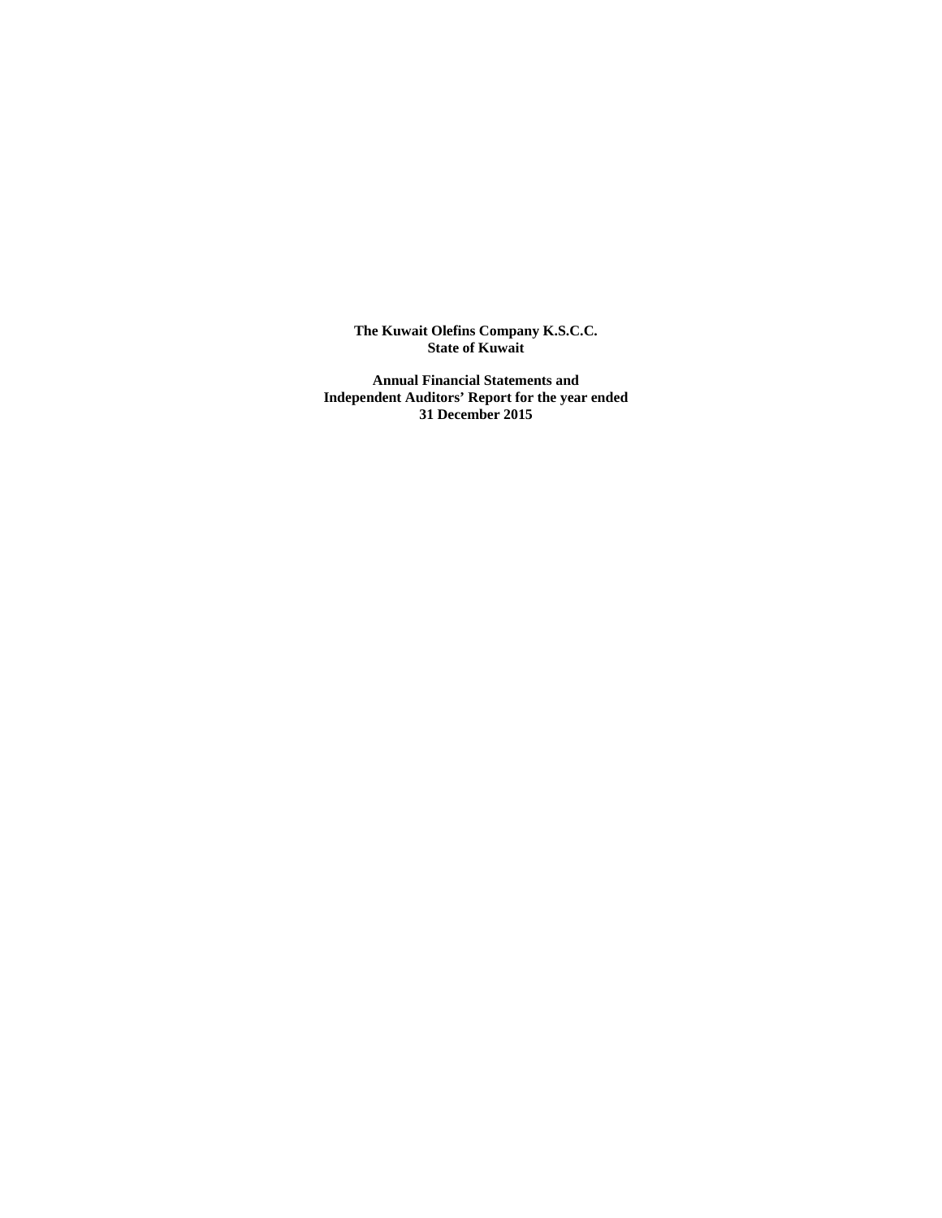**The Kuwait Olefins Company K.S.C.C.**
**State of Kuwait**

**Annual Financial Statements and**
**Independent Auditors' Report for the year ended**
**31 December 2015**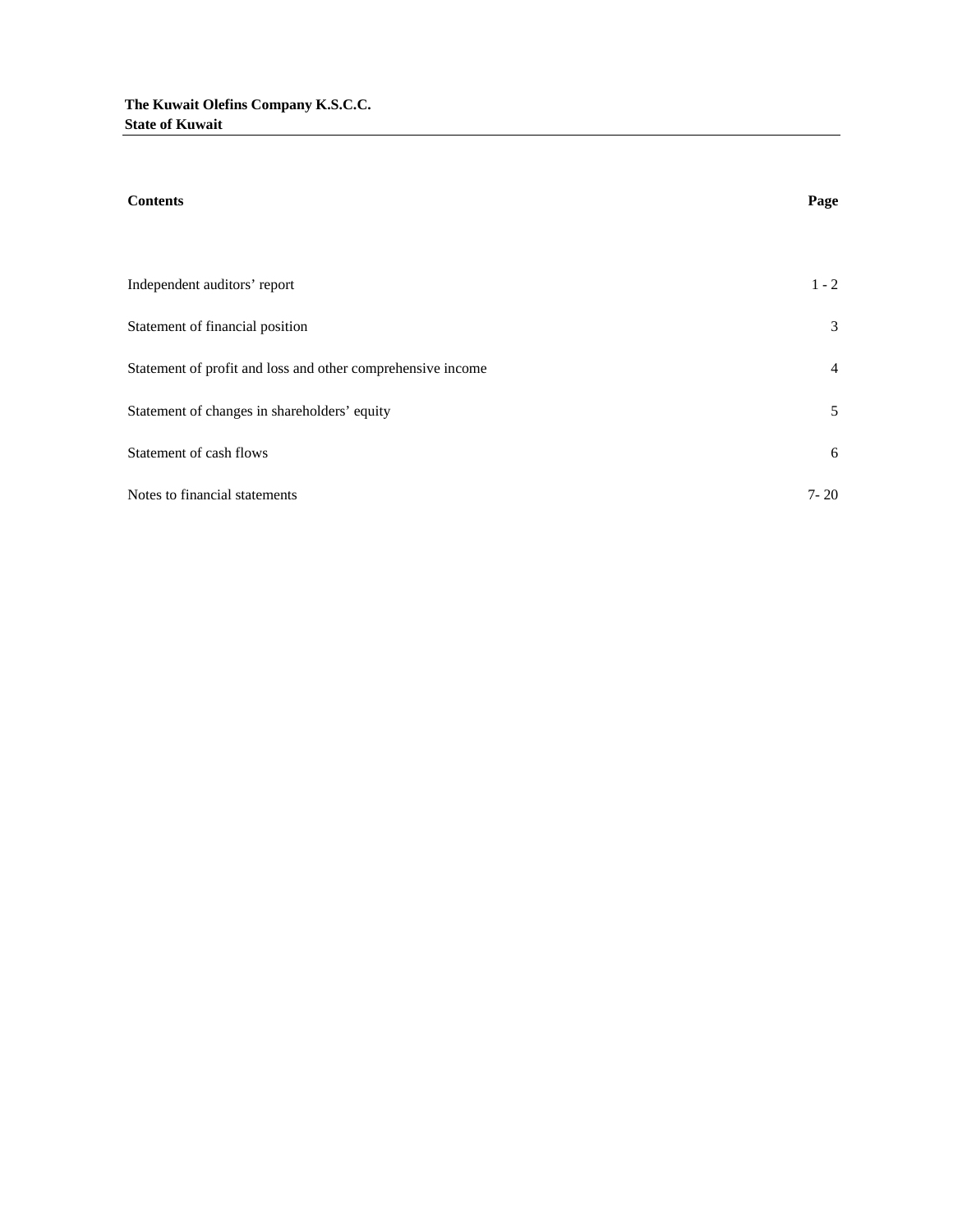**The Kuwait Olefins Company K.S.C.C.**
**State of Kuwait**

| **Contents** | **Page** |
|---|---|
| Independent auditors' report | 1 - 2 |
| Statement of financial position | 3 |
| Statement of profit and loss and other comprehensive income | 4 |
| Statement of changes in shareholders' equity | 5 |
| Statement of cash flows | 6 |
| Notes to financial statements | 7- 20 |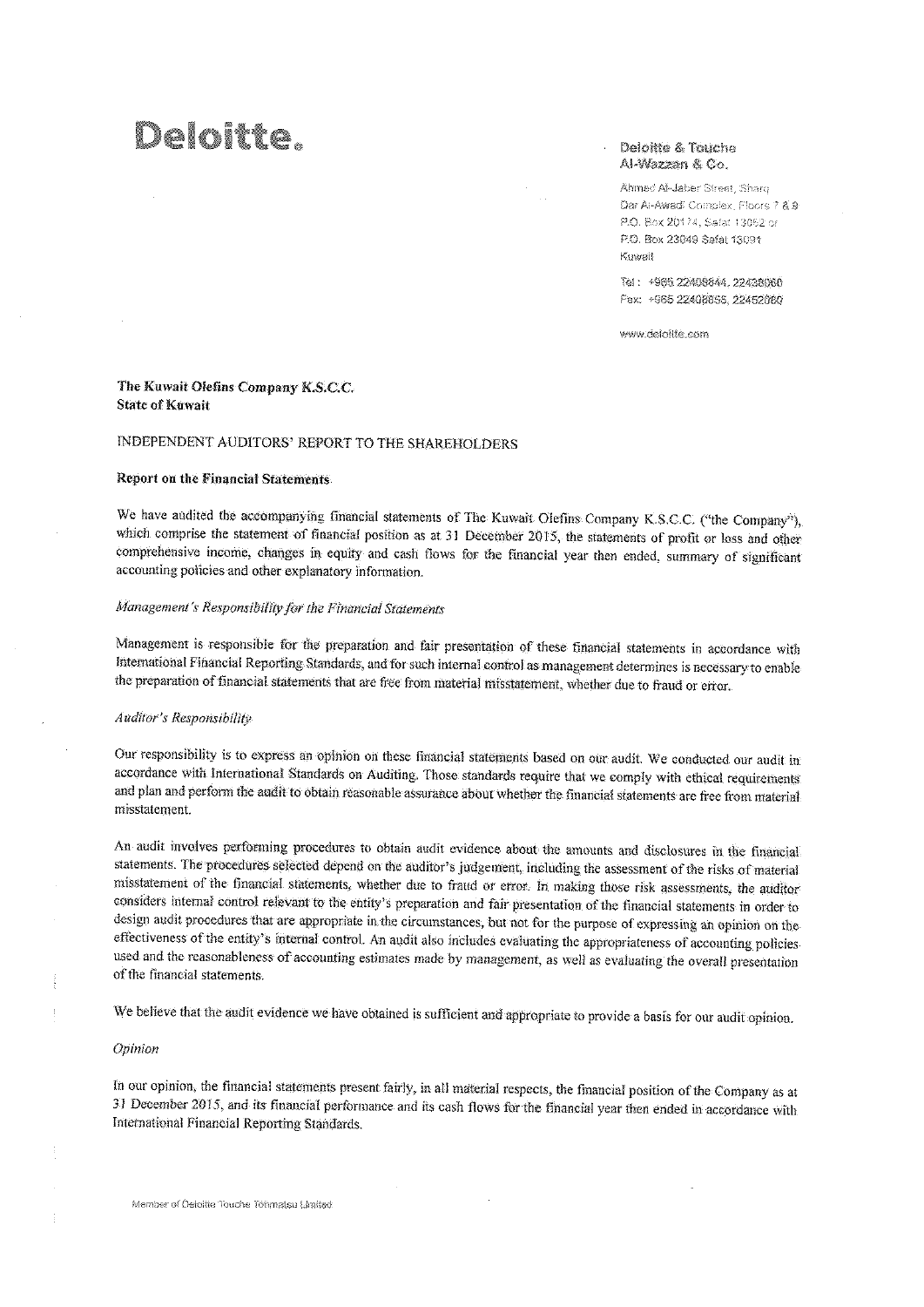# Deloitte.

Deloitte & Touche
Al-Wazzan & Co.

Ahmed Al-Jaber Street, Sharq
Dar Al-Awadi Complex, Floors 7 & 9
P.O. Box 20174, Safat 13062 or
P.O. Box 23049 Safat 13091
Kuwait

Tel : +965 22408844, 22438060
Fax: +965 22408855, 22452080

www.deloitte.com

**The Kuwait Olefins Company K.S.C.C.**
**State of Kuwait**

INDEPENDENT AUDITORS' REPORT TO THE SHAREHOLDERS

**Report on the Financial Statements**

We have audited the accompanying financial statements of The Kuwait Olefins Company K.S.C.C. ("the Company"), which comprise the statement of financial position as at 31 December 2015, the statements of profit or loss and other comprehensive income, changes in equity and cash flows for the financial year then ended, summary of significant accounting policies and other explanatory information.

*Management's Responsibility for the Financial Statements*

Management is responsible for the preparation and fair presentation of these financial statements in accordance with International Financial Reporting Standards, and for such internal control as management determines is necessary to enable the preparation of financial statements that are free from material misstatement, whether due to fraud or error.

*Auditor's Responsibility*

Our responsibility is to express an opinion on these financial statements based on our audit. We conducted our audit in accordance with International Standards on Auditing. Those standards require that we comply with ethical requirements and plan and perform the audit to obtain reasonable assurance about whether the financial statements are free from material misstatement.

An audit involves performing procedures to obtain audit evidence about the amounts and disclosures in the financial statements. The procedures selected depend on the auditor's judgement, including the assessment of the risks of material misstatement of the financial statements, whether due to fraud or error. In making those risk assessments, the auditor considers internal control relevant to the entity's preparation and fair presentation of the financial statements in order to design audit procedures that are appropriate in the circumstances, but not for the purpose of expressing an opinion on the effectiveness of the entity's internal control. An audit also includes evaluating the appropriateness of accounting policies used and the reasonableness of accounting estimates made by management, as well as evaluating the overall presentation of the financial statements.

We believe that the audit evidence we have obtained is sufficient and appropriate to provide a basis for our audit opinion.

*Opinion*

In our opinion, the financial statements present fairly, in all material respects, the financial position of the Company as at 31 December 2015, and its financial performance and its cash flows for the financial year then ended in accordance with International Financial Reporting Standards.

Member of Deloitte Touche Tohmatsu Limited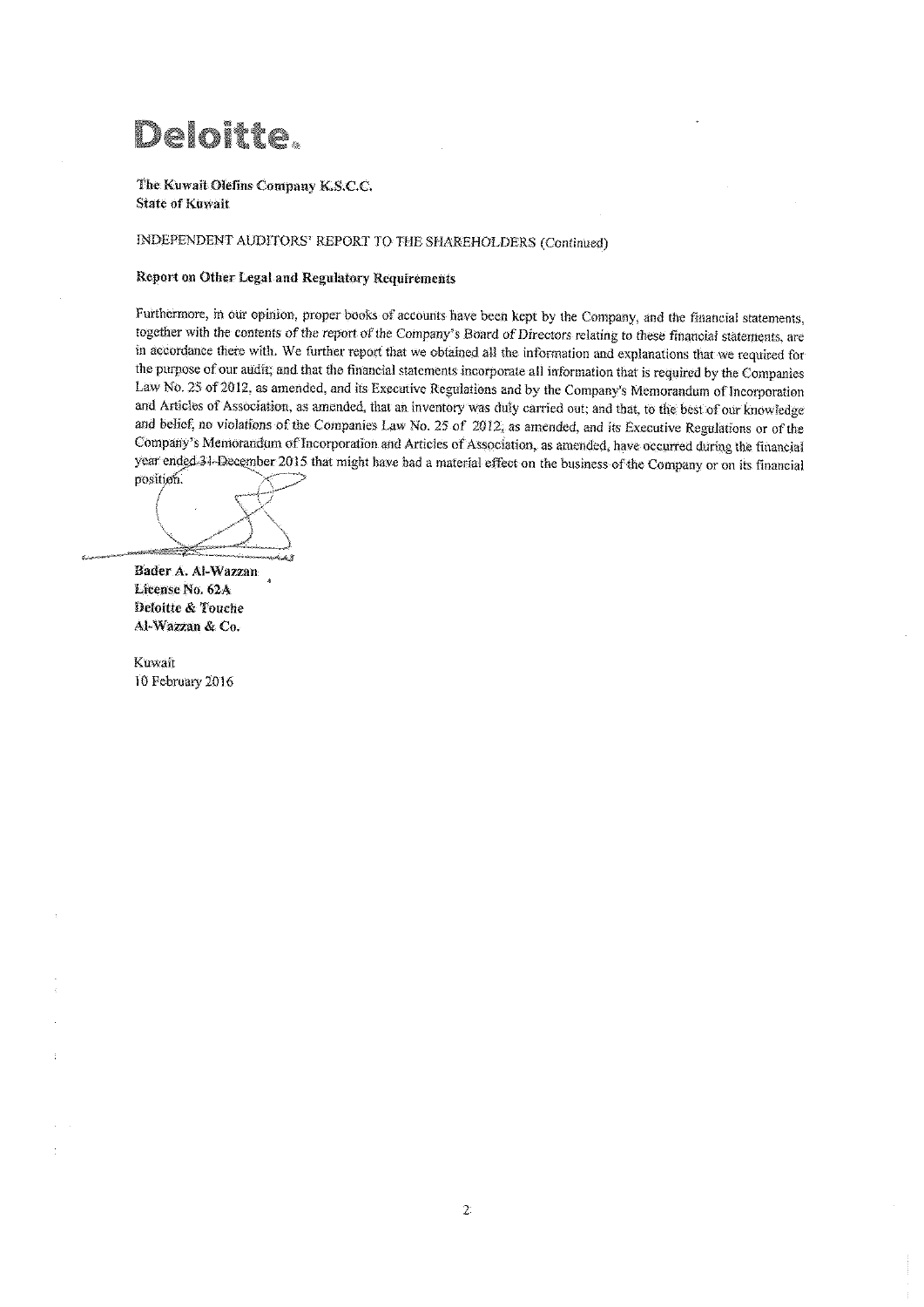**Deloitte.**

**The Kuwait Olefins Company K.S.C.C.**
**State of Kuwait**

INDEPENDENT AUDITORS' REPORT TO THE SHAREHOLDERS (Continued)

**Report on Other Legal and Regulatory Requirements**

Furthermore, in our opinion, proper books of accounts have been kept by the Company, and the financial statements, together with the contents of the report of the Company's Board of Directors relating to these financial statements, are in accordance there with. We further report that we obtained all the information and explanations that we required for the purpose of our audit; and that the financial statements incorporate all information that is required by the Companies Law No. 25 of 2012, as amended, and its Executive Regulations and by the Company's Memorandum of Incorporation and Articles of Association, as amended, that an inventory was duly carried out; and that, to the best of our knowledge and belief, no violations of the Companies Law No. 25 of 2012, as amended, and its Executive Regulations or of the Company's Memorandum of Incorporation and Articles of Association, as amended, have occurred during the financial year ended 31 December 2015 that might have had a material effect on the business of the Company or on its financial position.

**Bader A. Al-Wazzan**
**License No. 62A**
**Deloitte & Touche**
**Al-Wazzan & Co.**

Kuwait
10 February 2016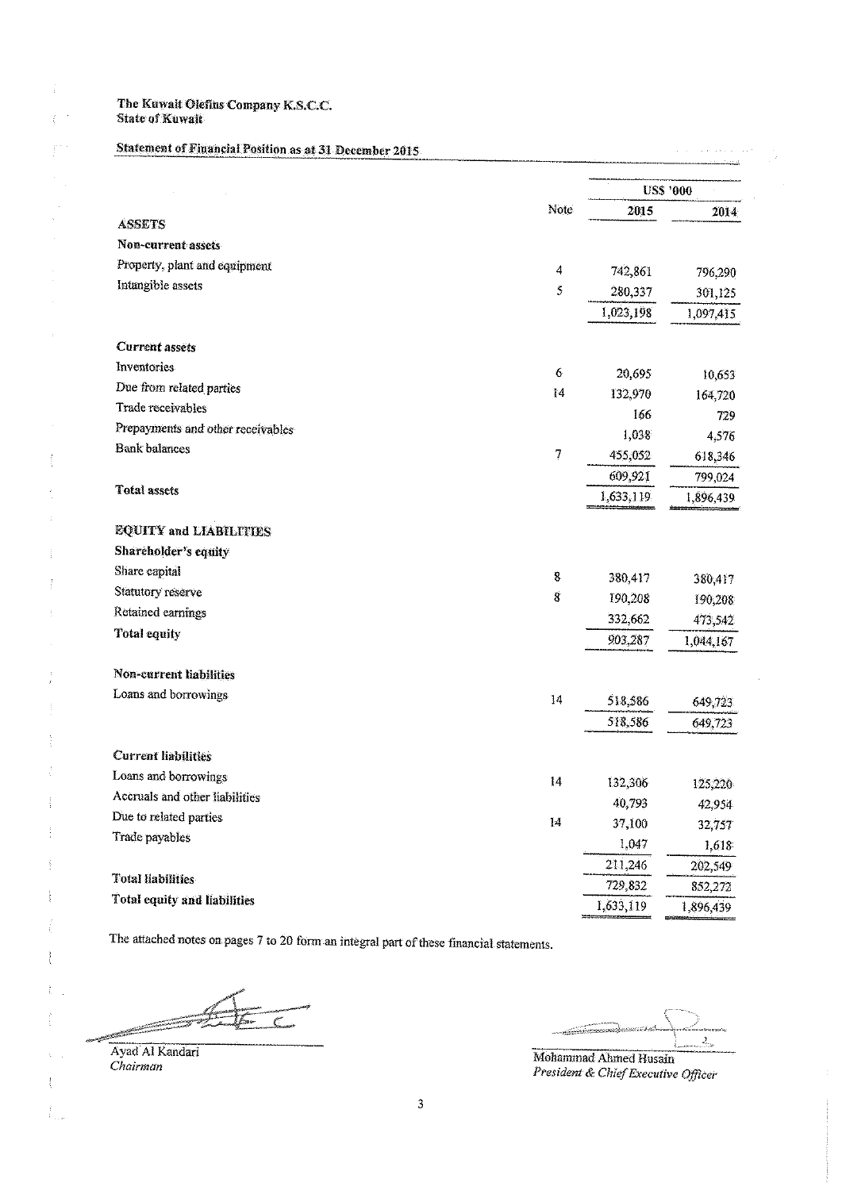The Kuwait Olefins Company K.S.C.C.
State of Kuwait

## Statement of Financial Position as at 31 December 2015

| | Note | US$ '000 2015 | US$ '000 2014 |
|---|---|---|---|
| **ASSETS** | | | |
| **Non-current assets** | | | |
| Property, plant and equipment | 4 | 742,861 | 796,290 |
| Intangible assets | 5 | 280,337 | 301,125 |
| | | 1,023,198 | 1,097,415 |
| **Current assets** | | | |
| Inventories | 6 | 20,695 | 10,653 |
| Due from related parties | 14 | 132,970 | 164,720 |
| Trade receivables | | 166 | 729 |
| Prepayments and other receivables | | 1,038 | 4,576 |
| Bank balances | 7 | 455,052 | 618,346 |
| | | 609,921 | 799,024 |
| **Total assets** | | 1,633,119 | 1,896,439 |
| **EQUITY and LIABILITIES** | | | |
| **Shareholder's equity** | | | |
| Share capital | 8 | 380,417 | 380,417 |
| Statutory reserve | 8 | 190,208 | 190,208 |
| Retained earnings | | 332,662 | 473,542 |
| **Total equity** | | 903,287 | 1,044,167 |
| **Non-current liabilities** | | | |
| Loans and borrowings | 14 | 518,586 | 649,723 |
| | | 518,586 | 649,723 |
| **Current liabilities** | | | |
| Loans and borrowings | 14 | 132,306 | 125,220 |
| Accruals and other liabilities | | 40,793 | 42,954 |
| Due to related parties | 14 | 37,100 | 32,757 |
| Trade payables | | 1,047 | 1,618 |
| | | 211,246 | 202,549 |
| **Total liabilities** | | 729,832 | 852,272 |
| **Total equity and liabilities** | | 1,633,119 | 1,896,439 |

The attached notes on pages 7 to 20 form an integral part of these financial statements.

Ayad Al Kandari
*Chairman*

Mohammad Ahmed Husain
*President & Chief Executive Officer*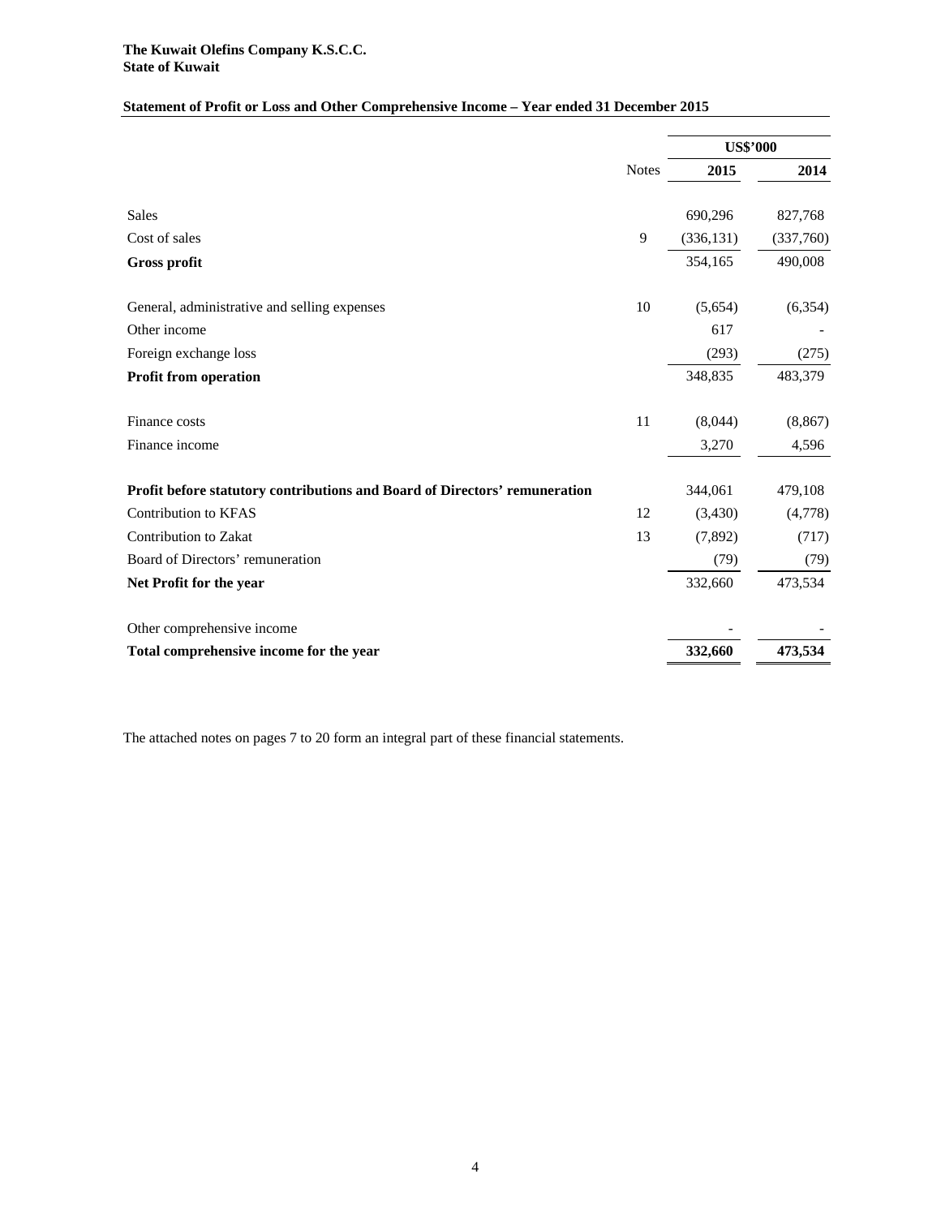**The Kuwait Olefins Company K.S.C.C.**
**State of Kuwait**

## Statement of Profit or Loss and Other Comprehensive Income – Year ended 31 December 2015

| | Notes | US$'000 | |
|---|---|---|---|
| | | **2015** | **2014** |
| Sales | | 690,296 | 827,768 |
| Cost of sales | 9 | (336,131) | (337,760) |
| **Gross profit** | | 354,165 | 490,008 |
| General, administrative and selling expenses | 10 | (5,654) | (6,354) |
| Other income | | 617 | - |
| Foreign exchange loss | | (293) | (275) |
| **Profit from operation** | | 348,835 | 483,379 |
| Finance costs | 11 | (8,044) | (8,867) |
| Finance income | | 3,270 | 4,596 |
| **Profit before statutory contributions and Board of Directors' remuneration** | | 344,061 | 479,108 |
| Contribution to KFAS | 12 | (3,430) | (4,778) |
| Contribution to Zakat | 13 | (7,892) | (717) |
| Board of Directors' remuneration | | (79) | (79) |
| **Net Profit for the year** | | 332,660 | 473,534 |
| Other comprehensive income | | - | - |
| **Total comprehensive income for the year** | | **332,660** | **473,534** |

The attached notes on pages 7 to 20 form an integral part of these financial statements.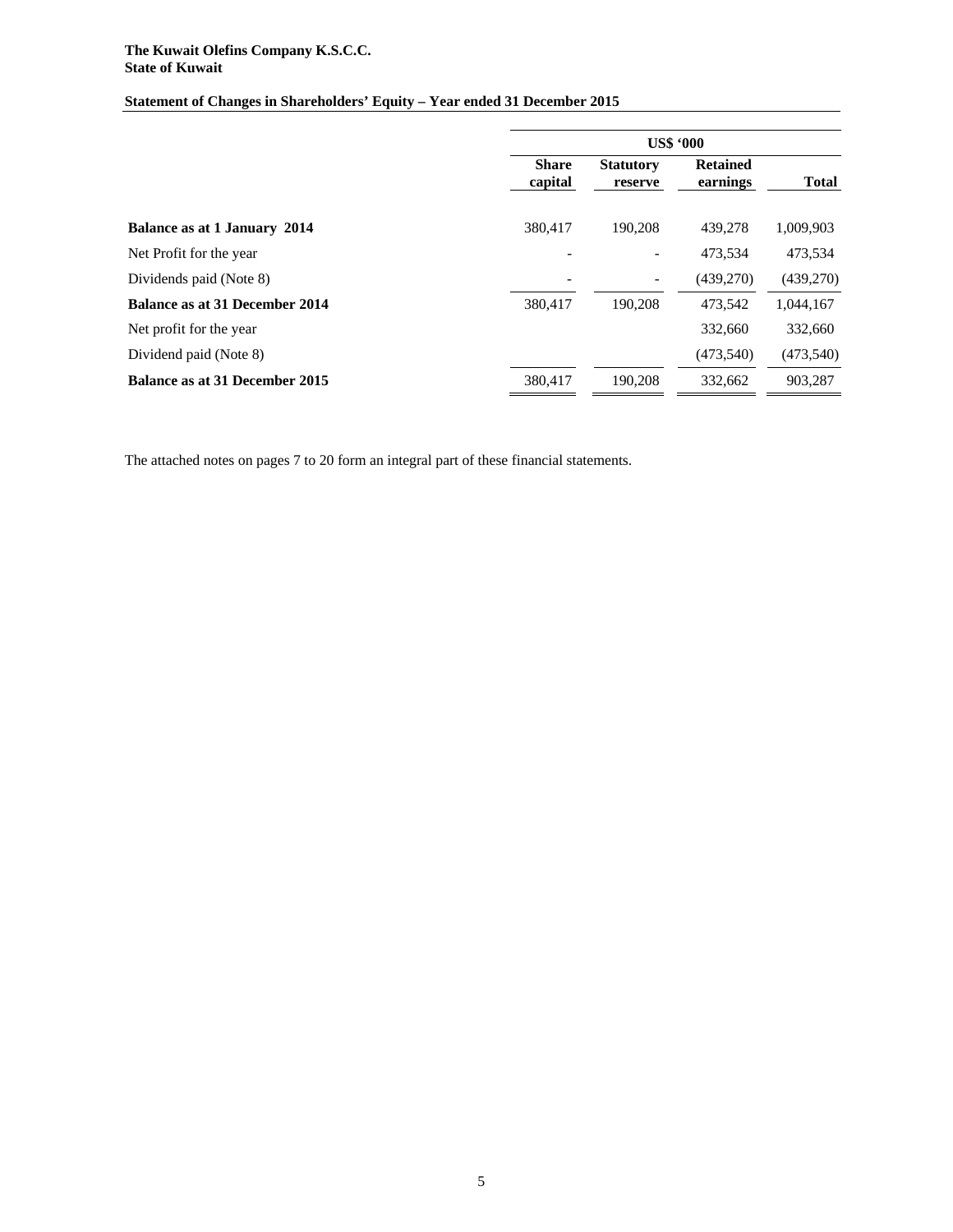**The Kuwait Olefins Company K.S.C.C.**
**State of Kuwait**

**Statement of Changes in Shareholders' Equity – Year ended 31 December 2015**

| | US$ '000 | | | |
|---|---|---|---|---|
| | **Share capital** | **Statutory reserve** | **Retained earnings** | **Total** |
| **Balance as at 1 January 2014** | 380,417 | 190,208 | 439,278 | 1,009,903 |
| Net Profit for the year | - | - | 473,534 | 473,534 |
| Dividends paid (Note 8) | - | - | (439,270) | (439,270) |
| **Balance as at 31 December 2014** | 380,417 | 190,208 | 473,542 | 1,044,167 |
| Net profit for the year | | | 332,660 | 332,660 |
| Dividend paid (Note 8) | | | (473,540) | (473,540) |
| **Balance as at 31 December 2015** | 380,417 | 190,208 | 332,662 | 903,287 |

The attached notes on pages 7 to 20 form an integral part of these financial statements.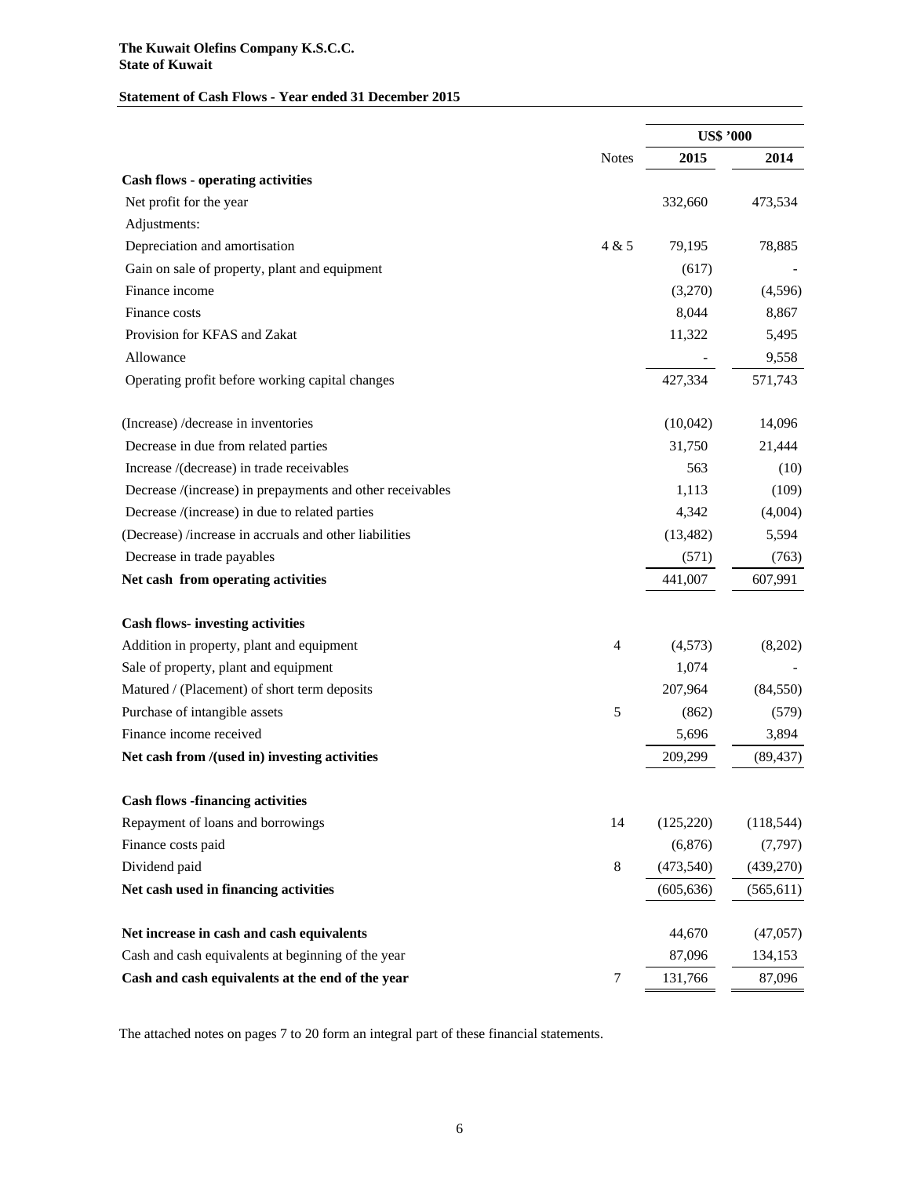**The Kuwait Olefins Company K.S.C.C.**
**State of Kuwait**

**Statement of Cash Flows - Year ended 31 December 2015**

| | Notes | US$ '000 2015 | US$ '000 2014 |
|---|---|---|---|
| **Cash flows - operating activities** | | | |
| Net profit for the year | | 332,660 | 473,534 |
| Adjustments: | | | |
| Depreciation and amortisation | 4 & 5 | 79,195 | 78,885 |
| Gain on sale of property, plant and equipment | | (617) | - |
| Finance income | | (3,270) | (4,596) |
| Finance costs | | 8,044 | 8,867 |
| Provision for KFAS and Zakat | | 11,322 | 5,495 |
| Allowance | | - | 9,558 |
| Operating profit before working capital changes | | 427,334 | 571,743 |
| | | | |
| (Increase) /decrease in inventories | | (10,042) | 14,096 |
| Decrease in due from related parties | | 31,750 | 21,444 |
| Increase /(decrease) in trade receivables | | 563 | (10) |
| Decrease /(increase) in prepayments and other receivables | | 1,113 | (109) |
| Decrease /(increase) in due to related parties | | 4,342 | (4,004) |
| (Decrease) /increase in accruals and other liabilities | | (13,482) | 5,594 |
| Decrease in trade payables | | (571) | (763) |
| **Net cash from operating activities** | | 441,007 | 607,991 |
| | | | |
| **Cash flows- investing activities** | | | |
| Addition in property, plant and equipment | 4 | (4,573) | (8,202) |
| Sale of property, plant and equipment | | 1,074 | - |
| Matured / (Placement) of short term deposits | | 207,964 | (84,550) |
| Purchase of intangible assets | 5 | (862) | (579) |
| Finance income received | | 5,696 | 3,894 |
| **Net cash from /(used in) investing activities** | | 209,299 | (89,437) |
| | | | |
| **Cash flows -financing activities** | | | |
| Repayment of loans and borrowings | 14 | (125,220) | (118,544) |
| Finance costs paid | | (6,876) | (7,797) |
| Dividend paid | 8 | (473,540) | (439,270) |
| **Net cash used in financing activities** | | (605,636) | (565,611) |
| | | | |
| **Net increase in cash and cash equivalents** | | 44,670 | (47,057) |
| Cash and cash equivalents at beginning of the year | | 87,096 | 134,153 |
| **Cash and cash equivalents at the end of the year** | 7 | 131,766 | 87,096 |

The attached notes on pages 7 to 20 form an integral part of these financial statements.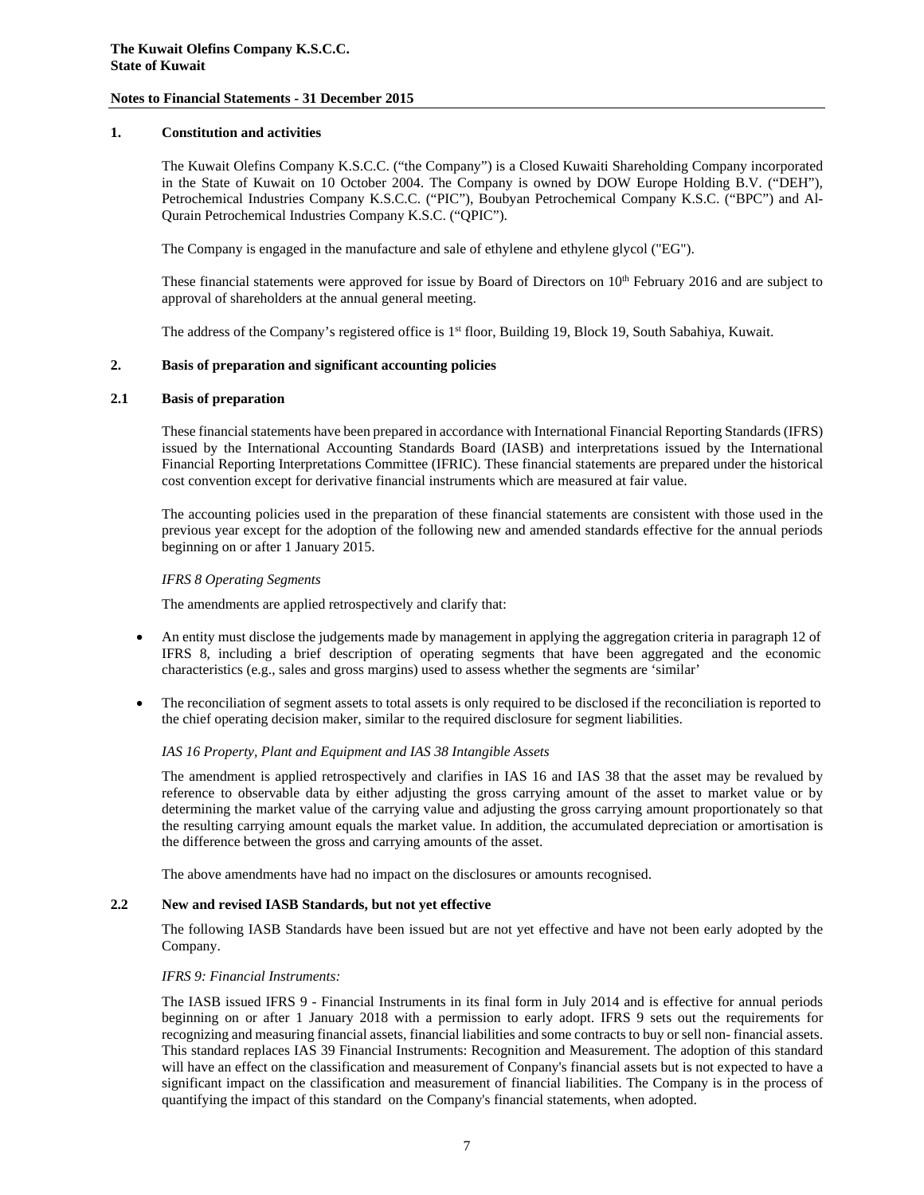**The Kuwait Olefins Company K.S.C.C.**
**State of Kuwait**

**Notes to Financial Statements - 31 December 2015**

## 1. Constitution and activities

The Kuwait Olefins Company K.S.C.C. ("the Company") is a Closed Kuwaiti Shareholding Company incorporated in the State of Kuwait on 10 October 2004. The Company is owned by DOW Europe Holding B.V. ("DEH"), Petrochemical Industries Company K.S.C.C. ("PIC"), Boubyan Petrochemical Company K.S.C. ("BPC") and Al-Qurain Petrochemical Industries Company K.S.C. ("QPIC").

The Company is engaged in the manufacture and sale of ethylene and ethylene glycol ("EG").

These financial statements were approved for issue by Board of Directors on 10th February 2016 and are subject to approval of shareholders at the annual general meeting.

The address of the Company's registered office is 1st floor, Building 19, Block 19, South Sabahiya, Kuwait.

## 2. Basis of preparation and significant accounting policies

### 2.1 Basis of preparation

These financial statements have been prepared in accordance with International Financial Reporting Standards (IFRS) issued by the International Accounting Standards Board (IASB) and interpretations issued by the International Financial Reporting Interpretations Committee (IFRIC). These financial statements are prepared under the historical cost convention except for derivative financial instruments which are measured at fair value.

The accounting policies used in the preparation of these financial statements are consistent with those used in the previous year except for the adoption of the following new and amended standards effective for the annual periods beginning on or after 1 January 2015.

*IFRS 8 Operating Segments*

The amendments are applied retrospectively and clarify that:

- An entity must disclose the judgements made by management in applying the aggregation criteria in paragraph 12 of IFRS 8, including a brief description of operating segments that have been aggregated and the economic characteristics (e.g., sales and gross margins) used to assess whether the segments are 'similar'
- The reconciliation of segment assets to total assets is only required to be disclosed if the reconciliation is reported to the chief operating decision maker, similar to the required disclosure for segment liabilities.

*IAS 16 Property, Plant and Equipment and IAS 38 Intangible Assets*

The amendment is applied retrospectively and clarifies in IAS 16 and IAS 38 that the asset may be revalued by reference to observable data by either adjusting the gross carrying amount of the asset to market value or by determining the market value of the carrying value and adjusting the gross carrying amount proportionately so that the resulting carrying amount equals the market value. In addition, the accumulated depreciation or amortisation is the difference between the gross and carrying amounts of the asset.

The above amendments have had no impact on the disclosures or amounts recognised.

### 2.2 New and revised IASB Standards, but not yet effective

The following IASB Standards have been issued but are not yet effective and have not been early adopted by the Company.

*IFRS 9: Financial Instruments:*

The IASB issued IFRS 9 - Financial Instruments in its final form in July 2014 and is effective for annual periods beginning on or after 1 January 2018 with a permission to early adopt. IFRS 9 sets out the requirements for recognizing and measuring financial assets, financial liabilities and some contracts to buy or sell non- financial assets. This standard replaces IAS 39 Financial Instruments: Recognition and Measurement. The adoption of this standard will have an effect on the classification and measurement of Conpany's financial assets but is not expected to have a significant impact on the classification and measurement of financial liabilities. The Company is in the process of quantifying the impact of this standard on the Company's financial statements, when adopted.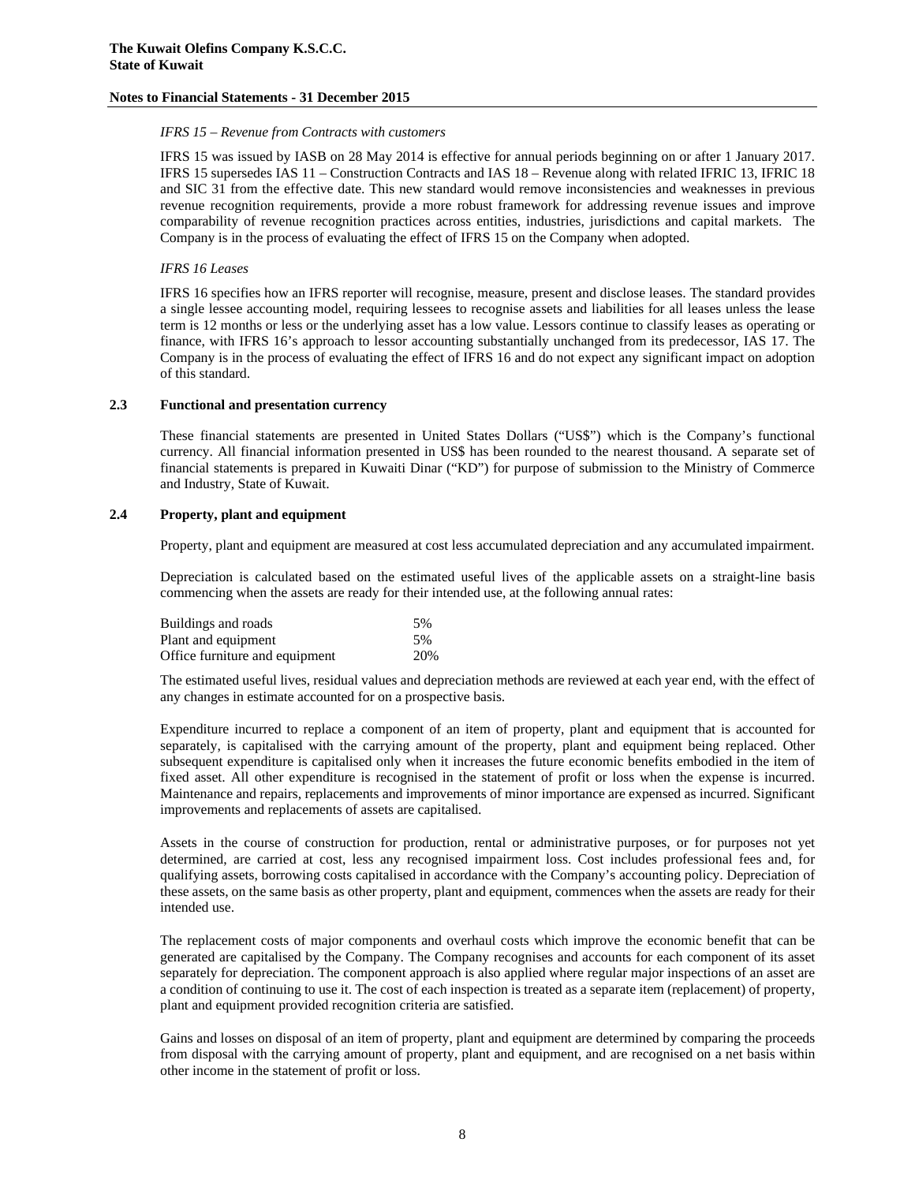*IFRS 15 – Revenue from Contracts with customers*

IFRS 15 was issued by IASB on 28 May 2014 is effective for annual periods beginning on or after 1 January 2017. IFRS 15 supersedes IAS 11 – Construction Contracts and IAS 18 – Revenue along with related IFRIC 13, IFRIC 18 and SIC 31 from the effective date. This new standard would remove inconsistencies and weaknesses in previous revenue recognition requirements, provide a more robust framework for addressing revenue issues and improve comparability of revenue recognition practices across entities, industries, jurisdictions and capital markets. The Company is in the process of evaluating the effect of IFRS 15 on the Company when adopted.

*IFRS 16 Leases*

IFRS 16 specifies how an IFRS reporter will recognise, measure, present and disclose leases. The standard provides a single lessee accounting model, requiring lessees to recognise assets and liabilities for all leases unless the lease term is 12 months or less or the underlying asset has a low value. Lessors continue to classify leases as operating or finance, with IFRS 16's approach to lessor accounting substantially unchanged from its predecessor, IAS 17. The Company is in the process of evaluating the effect of IFRS 16 and do not expect any significant impact on adoption of this standard.

## 2.3 Functional and presentation currency

These financial statements are presented in United States Dollars ("US$") which is the Company's functional currency. All financial information presented in US$ has been rounded to the nearest thousand. A separate set of financial statements is prepared in Kuwaiti Dinar ("KD") for purpose of submission to the Ministry of Commerce and Industry, State of Kuwait.

## 2.4 Property, plant and equipment

Property, plant and equipment are measured at cost less accumulated depreciation and any accumulated impairment.

Depreciation is calculated based on the estimated useful lives of the applicable assets on a straight-line basis commencing when the assets are ready for their intended use, at the following annual rates:

| | |
|---|---|
| Buildings and roads | 5% |
| Plant and equipment | 5% |
| Office furniture and equipment | 20% |

The estimated useful lives, residual values and depreciation methods are reviewed at each year end, with the effect of any changes in estimate accounted for on a prospective basis.

Expenditure incurred to replace a component of an item of property, plant and equipment that is accounted for separately, is capitalised with the carrying amount of the property, plant and equipment being replaced. Other subsequent expenditure is capitalised only when it increases the future economic benefits embodied in the item of fixed asset. All other expenditure is recognised in the statement of profit or loss when the expense is incurred. Maintenance and repairs, replacements and improvements of minor importance are expensed as incurred. Significant improvements and replacements of assets are capitalised.

Assets in the course of construction for production, rental or administrative purposes, or for purposes not yet determined, are carried at cost, less any recognised impairment loss. Cost includes professional fees and, for qualifying assets, borrowing costs capitalised in accordance with the Company's accounting policy. Depreciation of these assets, on the same basis as other property, plant and equipment, commences when the assets are ready for their intended use.

The replacement costs of major components and overhaul costs which improve the economic benefit that can be generated are capitalised by the Company. The Company recognises and accounts for each component of its asset separately for depreciation. The component approach is also applied where regular major inspections of an asset are a condition of continuing to use it. The cost of each inspection is treated as a separate item (replacement) of property, plant and equipment provided recognition criteria are satisfied.

Gains and losses on disposal of an item of property, plant and equipment are determined by comparing the proceeds from disposal with the carrying amount of property, plant and equipment, and are recognised on a net basis within other income in the statement of profit or loss.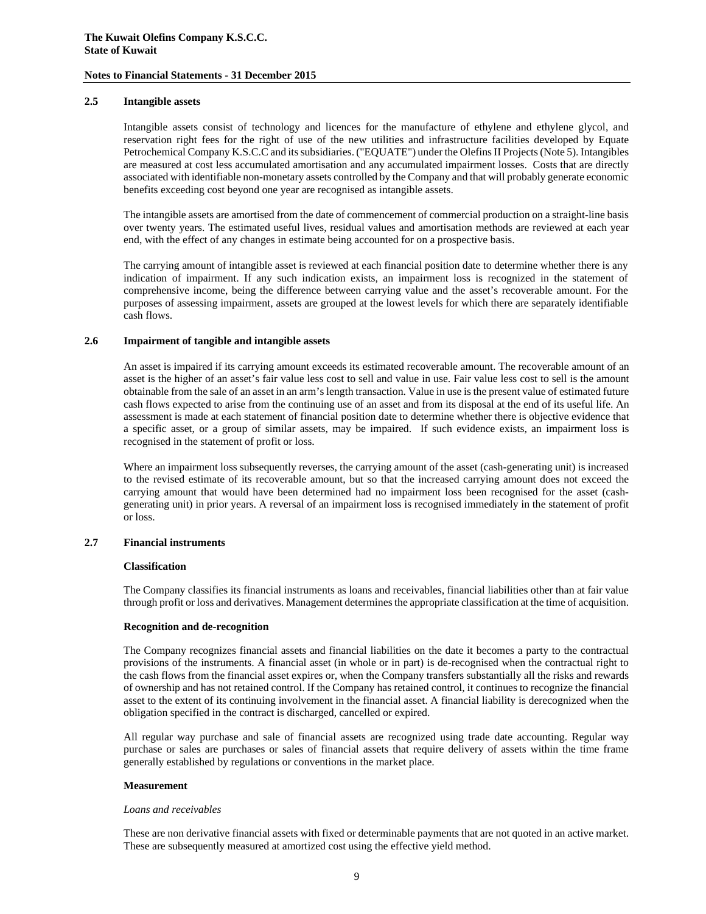### 2.5 Intangible assets

Intangible assets consist of technology and licences for the manufacture of ethylene and ethylene glycol, and reservation right fees for the right of use of the new utilities and infrastructure facilities developed by Equate Petrochemical Company K.S.C.C and its subsidiaries. ("EQUATE") under the Olefins II Projects (Note 5). Intangibles are measured at cost less accumulated amortisation and any accumulated impairment losses. Costs that are directly associated with identifiable non-monetary assets controlled by the Company and that will probably generate economic benefits exceeding cost beyond one year are recognised as intangible assets.

The intangible assets are amortised from the date of commencement of commercial production on a straight-line basis over twenty years. The estimated useful lives, residual values and amortisation methods are reviewed at each year end, with the effect of any changes in estimate being accounted for on a prospective basis.

The carrying amount of intangible asset is reviewed at each financial position date to determine whether there is any indication of impairment. If any such indication exists, an impairment loss is recognized in the statement of comprehensive income, being the difference between carrying value and the asset's recoverable amount. For the purposes of assessing impairment, assets are grouped at the lowest levels for which there are separately identifiable cash flows.

### 2.6 Impairment of tangible and intangible assets

An asset is impaired if its carrying amount exceeds its estimated recoverable amount. The recoverable amount of an asset is the higher of an asset's fair value less cost to sell and value in use. Fair value less cost to sell is the amount obtainable from the sale of an asset in an arm's length transaction. Value in use is the present value of estimated future cash flows expected to arise from the continuing use of an asset and from its disposal at the end of its useful life. An assessment is made at each statement of financial position date to determine whether there is objective evidence that a specific asset, or a group of similar assets, may be impaired. If such evidence exists, an impairment loss is recognised in the statement of profit or loss.

Where an impairment loss subsequently reverses, the carrying amount of the asset (cash-generating unit) is increased to the revised estimate of its recoverable amount, but so that the increased carrying amount does not exceed the carrying amount that would have been determined had no impairment loss been recognised for the asset (cash-generating unit) in prior years. A reversal of an impairment loss is recognised immediately in the statement of profit or loss.

### 2.7 Financial instruments

**Classification**

The Company classifies its financial instruments as loans and receivables, financial liabilities other than at fair value through profit or loss and derivatives. Management determines the appropriate classification at the time of acquisition.

**Recognition and de-recognition**

The Company recognizes financial assets and financial liabilities on the date it becomes a party to the contractual provisions of the instruments. A financial asset (in whole or in part) is de-recognised when the contractual right to the cash flows from the financial asset expires or, when the Company transfers substantially all the risks and rewards of ownership and has not retained control. If the Company has retained control, it continues to recognize the financial asset to the extent of its continuing involvement in the financial asset. A financial liability is derecognized when the obligation specified in the contract is discharged, cancelled or expired.

All regular way purchase and sale of financial assets are recognized using trade date accounting. Regular way purchase or sales are purchases or sales of financial assets that require delivery of assets within the time frame generally established by regulations or conventions in the market place.

**Measurement**

*Loans and receivables*

These are non derivative financial assets with fixed or determinable payments that are not quoted in an active market. These are subsequently measured at amortized cost using the effective yield method.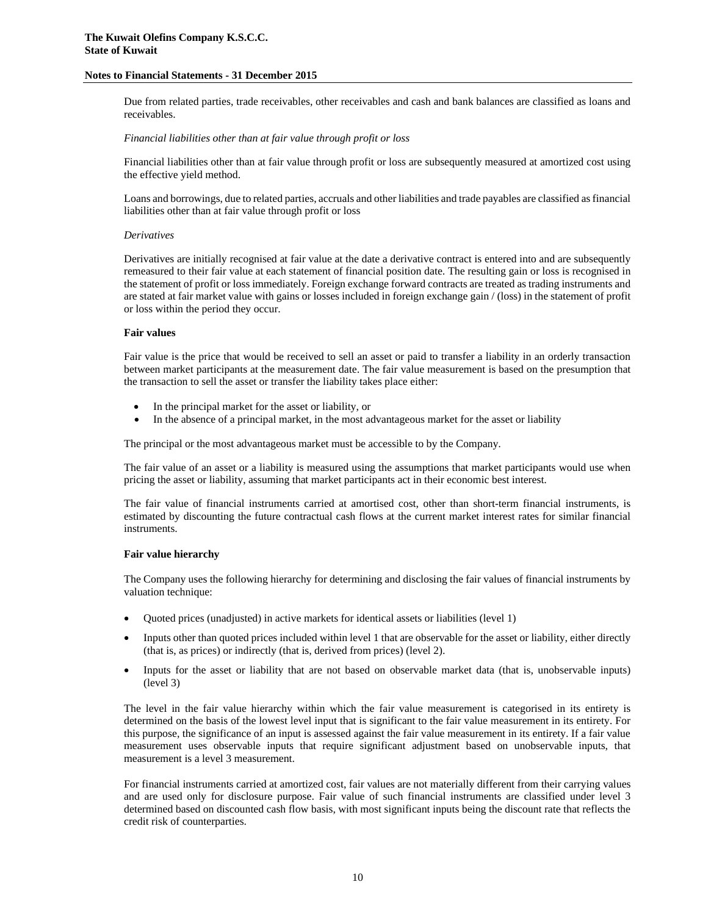Due from related parties, trade receivables, other receivables and cash and bank balances are classified as loans and receivables.

*Financial liabilities other than at fair value through profit or loss*

Financial liabilities other than at fair value through profit or loss are subsequently measured at amortized cost using the effective yield method.

Loans and borrowings, due to related parties, accruals and other liabilities and trade payables are classified as financial liabilities other than at fair value through profit or loss

*Derivatives*

Derivatives are initially recognised at fair value at the date a derivative contract is entered into and are subsequently remeasured to their fair value at each statement of financial position date. The resulting gain or loss is recognised in the statement of profit or loss immediately. Foreign exchange forward contracts are treated as trading instruments and are stated at fair market value with gains or losses included in foreign exchange gain / (loss) in the statement of profit or loss within the period they occur.

**Fair values**

Fair value is the price that would be received to sell an asset or paid to transfer a liability in an orderly transaction between market participants at the measurement date. The fair value measurement is based on the presumption that the transaction to sell the asset or transfer the liability takes place either:

- In the principal market for the asset or liability, or
- In the absence of a principal market, in the most advantageous market for the asset or liability

The principal or the most advantageous market must be accessible to by the Company.

The fair value of an asset or a liability is measured using the assumptions that market participants would use when pricing the asset or liability, assuming that market participants act in their economic best interest.

The fair value of financial instruments carried at amortised cost, other than short-term financial instruments, is estimated by discounting the future contractual cash flows at the current market interest rates for similar financial instruments.

**Fair value hierarchy**

The Company uses the following hierarchy for determining and disclosing the fair values of financial instruments by valuation technique:

- Quoted prices (unadjusted) in active markets for identical assets or liabilities (level 1)
- Inputs other than quoted prices included within level 1 that are observable for the asset or liability, either directly (that is, as prices) or indirectly (that is, derived from prices) (level 2).
- Inputs for the asset or liability that are not based on observable market data (that is, unobservable inputs) (level 3)

The level in the fair value hierarchy within which the fair value measurement is categorised in its entirety is determined on the basis of the lowest level input that is significant to the fair value measurement in its entirety. For this purpose, the significance of an input is assessed against the fair value measurement in its entirety. If a fair value measurement uses observable inputs that require significant adjustment based on unobservable inputs, that measurement is a level 3 measurement.

For financial instruments carried at amortized cost, fair values are not materially different from their carrying values and are used only for disclosure purpose. Fair value of such financial instruments are classified under level 3 determined based on discounted cash flow basis, with most significant inputs being the discount rate that reflects the credit risk of counterparties.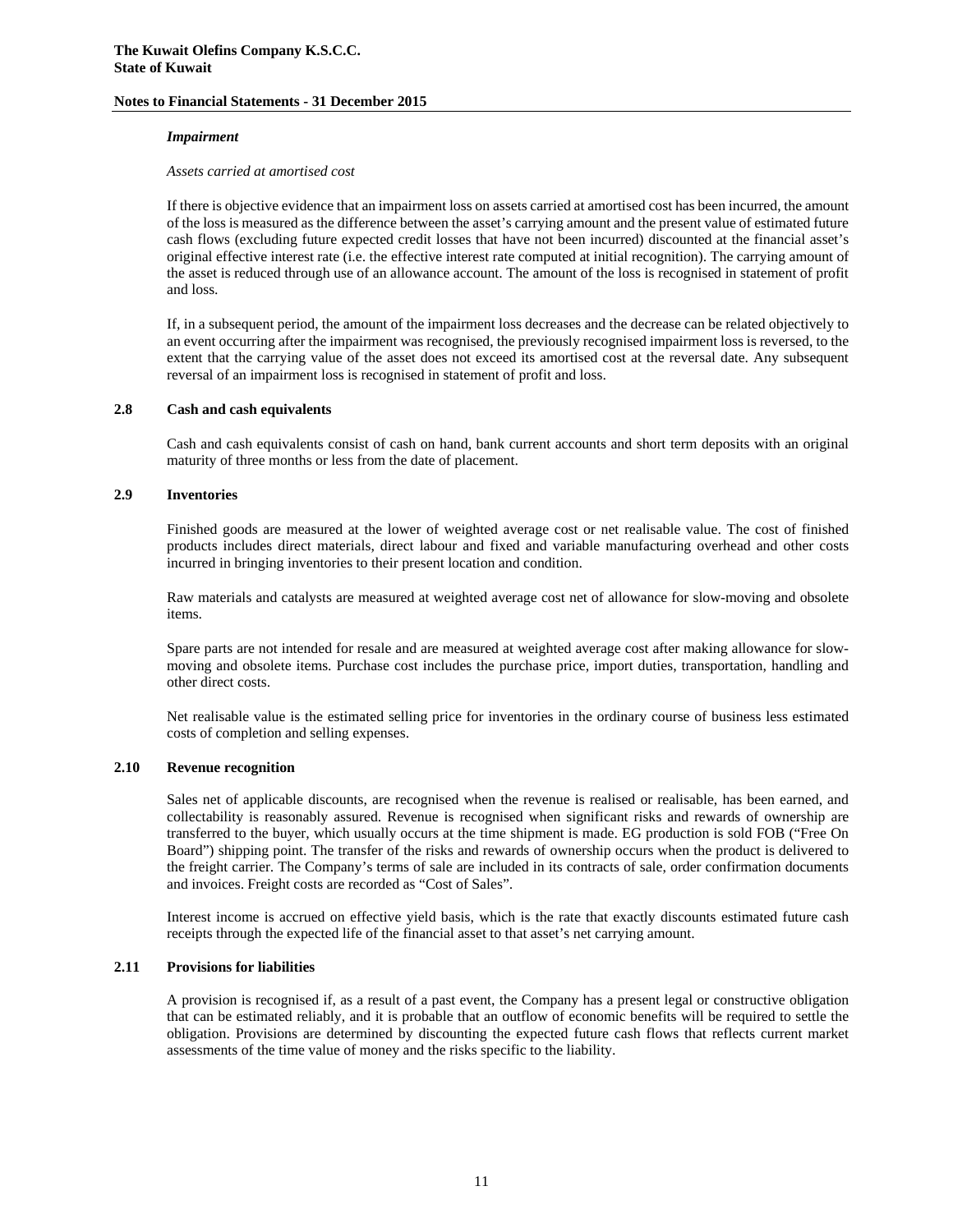*Impairment*

*Assets carried at amortised cost*

If there is objective evidence that an impairment loss on assets carried at amortised cost has been incurred, the amount of the loss is measured as the difference between the asset's carrying amount and the present value of estimated future cash flows (excluding future expected credit losses that have not been incurred) discounted at the financial asset's original effective interest rate (i.e. the effective interest rate computed at initial recognition). The carrying amount of the asset is reduced through use of an allowance account. The amount of the loss is recognised in statement of profit and loss.

If, in a subsequent period, the amount of the impairment loss decreases and the decrease can be related objectively to an event occurring after the impairment was recognised, the previously recognised impairment loss is reversed, to the extent that the carrying value of the asset does not exceed its amortised cost at the reversal date. Any subsequent reversal of an impairment loss is recognised in statement of profit and loss.

## 2.8 Cash and cash equivalents

Cash and cash equivalents consist of cash on hand, bank current accounts and short term deposits with an original maturity of three months or less from the date of placement.

## 2.9 Inventories

Finished goods are measured at the lower of weighted average cost or net realisable value. The cost of finished products includes direct materials, direct labour and fixed and variable manufacturing overhead and other costs incurred in bringing inventories to their present location and condition.

Raw materials and catalysts are measured at weighted average cost net of allowance for slow-moving and obsolete items.

Spare parts are not intended for resale and are measured at weighted average cost after making allowance for slow-moving and obsolete items. Purchase cost includes the purchase price, import duties, transportation, handling and other direct costs.

Net realisable value is the estimated selling price for inventories in the ordinary course of business less estimated costs of completion and selling expenses.

## 2.10 Revenue recognition

Sales net of applicable discounts, are recognised when the revenue is realised or realisable, has been earned, and collectability is reasonably assured. Revenue is recognised when significant risks and rewards of ownership are transferred to the buyer, which usually occurs at the time shipment is made. EG production is sold FOB ("Free On Board") shipping point. The transfer of the risks and rewards of ownership occurs when the product is delivered to the freight carrier. The Company's terms of sale are included in its contracts of sale, order confirmation documents and invoices. Freight costs are recorded as "Cost of Sales".

Interest income is accrued on effective yield basis, which is the rate that exactly discounts estimated future cash receipts through the expected life of the financial asset to that asset's net carrying amount.

## 2.11 Provisions for liabilities

A provision is recognised if, as a result of a past event, the Company has a present legal or constructive obligation that can be estimated reliably, and it is probable that an outflow of economic benefits will be required to settle the obligation. Provisions are determined by discounting the expected future cash flows that reflects current market assessments of the time value of money and the risks specific to the liability.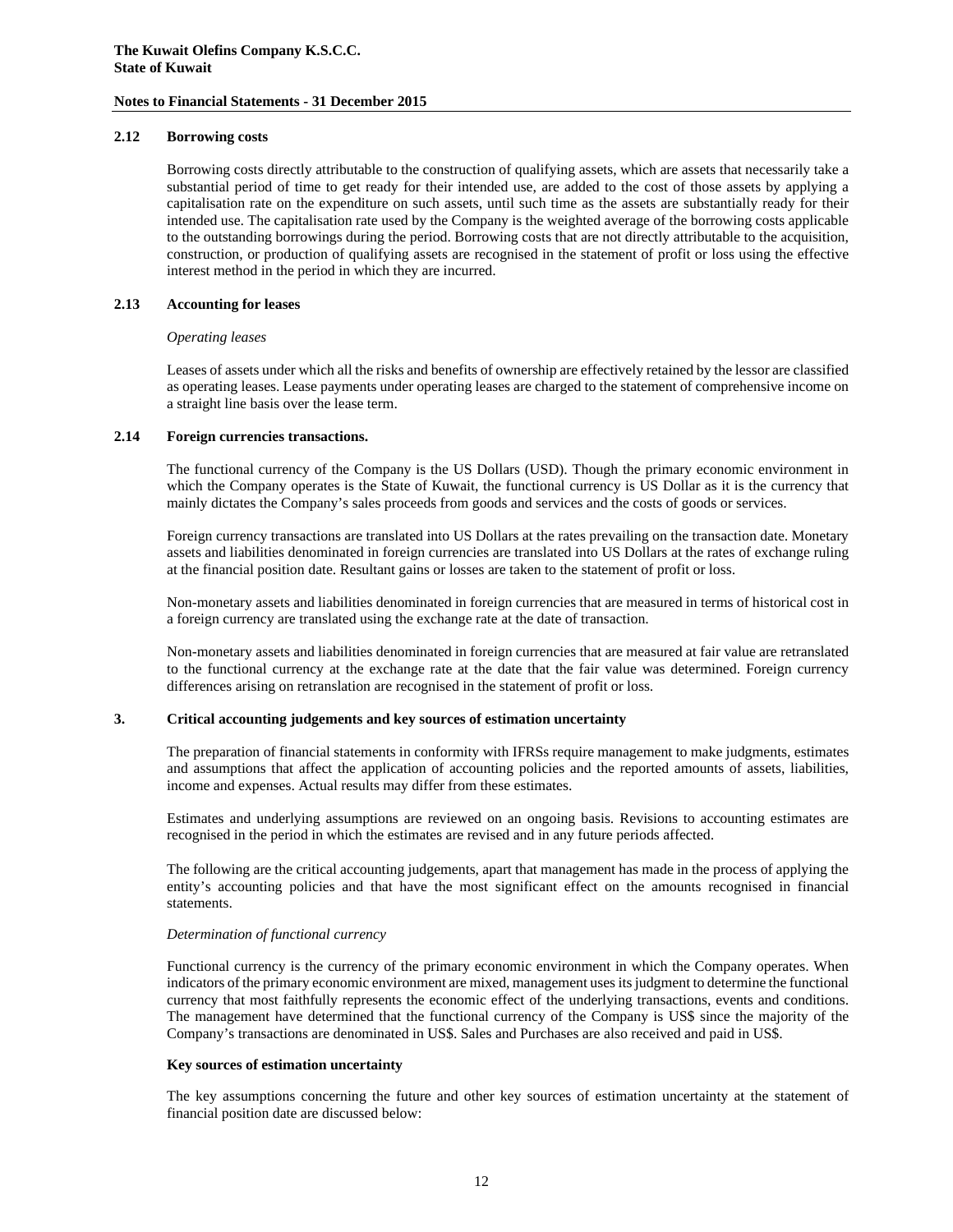### 2.12 Borrowing costs

Borrowing costs directly attributable to the construction of qualifying assets, which are assets that necessarily take a substantial period of time to get ready for their intended use, are added to the cost of those assets by applying a capitalisation rate on the expenditure on such assets, until such time as the assets are substantially ready for their intended use. The capitalisation rate used by the Company is the weighted average of the borrowing costs applicable to the outstanding borrowings during the period. Borrowing costs that are not directly attributable to the acquisition, construction, or production of qualifying assets are recognised in the statement of profit or loss using the effective interest method in the period in which they are incurred.

### 2.13 Accounting for leases

*Operating leases*

Leases of assets under which all the risks and benefits of ownership are effectively retained by the lessor are classified as operating leases. Lease payments under operating leases are charged to the statement of comprehensive income on a straight line basis over the lease term.

### 2.14 Foreign currencies transactions.

The functional currency of the Company is the US Dollars (USD). Though the primary economic environment in which the Company operates is the State of Kuwait, the functional currency is US Dollar as it is the currency that mainly dictates the Company's sales proceeds from goods and services and the costs of goods or services.

Foreign currency transactions are translated into US Dollars at the rates prevailing on the transaction date. Monetary assets and liabilities denominated in foreign currencies are translated into US Dollars at the rates of exchange ruling at the financial position date. Resultant gains or losses are taken to the statement of profit or loss.

Non-monetary assets and liabilities denominated in foreign currencies that are measured in terms of historical cost in a foreign currency are translated using the exchange rate at the date of transaction.

Non-monetary assets and liabilities denominated in foreign currencies that are measured at fair value are retranslated to the functional currency at the exchange rate at the date that the fair value was determined. Foreign currency differences arising on retranslation are recognised in the statement of profit or loss.

## 3. Critical accounting judgements and key sources of estimation uncertainty

The preparation of financial statements in conformity with IFRSs require management to make judgments, estimates and assumptions that affect the application of accounting policies and the reported amounts of assets, liabilities, income and expenses. Actual results may differ from these estimates.

Estimates and underlying assumptions are reviewed on an ongoing basis. Revisions to accounting estimates are recognised in the period in which the estimates are revised and in any future periods affected.

The following are the critical accounting judgements, apart that management has made in the process of applying the entity's accounting policies and that have the most significant effect on the amounts recognised in financial statements.

*Determination of functional currency*

Functional currency is the currency of the primary economic environment in which the Company operates. When indicators of the primary economic environment are mixed, management uses its judgment to determine the functional currency that most faithfully represents the economic effect of the underlying transactions, events and conditions. The management have determined that the functional currency of the Company is US$ since the majority of the Company's transactions are denominated in US$. Sales and Purchases are also received and paid in US$.

**Key sources of estimation uncertainty**

The key assumptions concerning the future and other key sources of estimation uncertainty at the statement of financial position date are discussed below: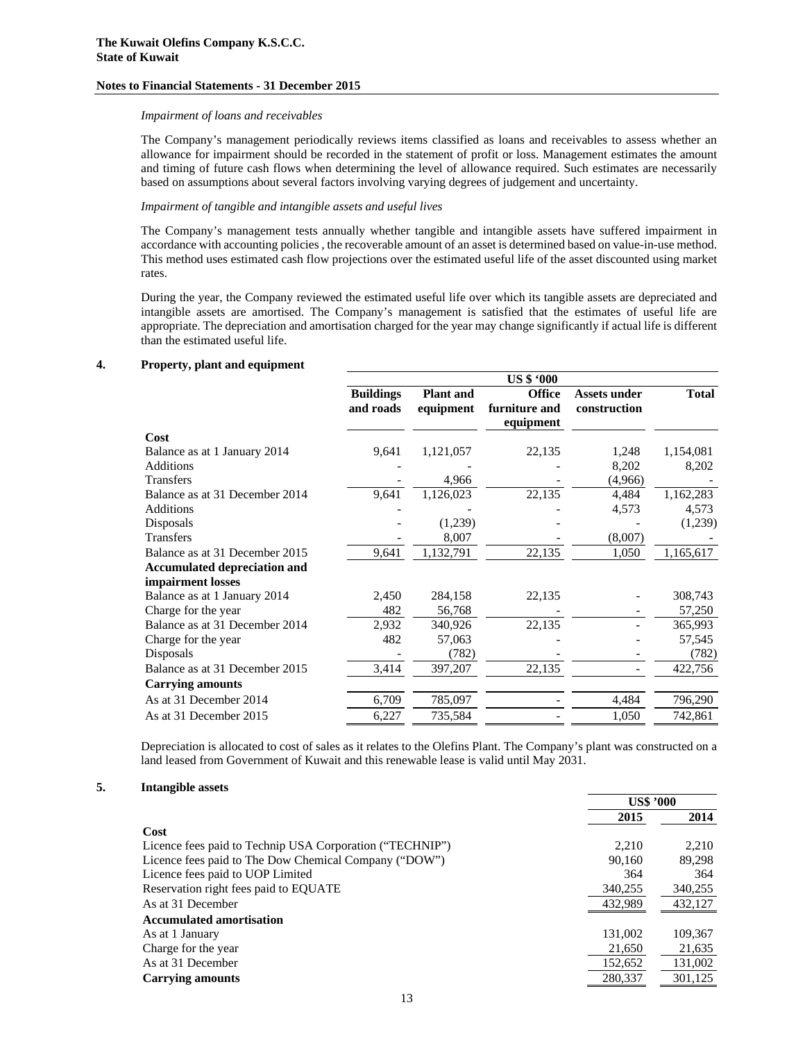*Impairment of loans and receivables*

The Company's management periodically reviews items classified as loans and receivables to assess whether an allowance for impairment should be recorded in the statement of profit or loss. Management estimates the amount and timing of future cash flows when determining the level of allowance required. Such estimates are necessarily based on assumptions about several factors involving varying degrees of judgement and uncertainty.

*Impairment of tangible and intangible assets and useful lives*

The Company's management tests annually whether tangible and intangible assets have suffered impairment in accordance with accounting policies , the recoverable amount of an asset is determined based on value-in-use method. This method uses estimated cash flow projections over the estimated useful life of the asset discounted using market rates.

During the year, the Company reviewed the estimated useful life over which its tangible assets are depreciated and intangible assets are amortised. The Company's management is satisfied that the estimates of useful life are appropriate. The depreciation and amortisation charged for the year may change significantly if actual life is different than the estimated useful life.

## 4. Property, plant and equipment

| | US $ '000 | | | | |
|---|---|---|---|---|---|
| | **Buildings and roads** | **Plant and equipment** | **Office furniture and equipment** | **Assets under construction** | **Total** |
| **Cost** | | | | | |
| Balance as at 1 January 2014 | 9,641 | 1,121,057 | 22,135 | 1,248 | 1,154,081 |
| Additions | - | - | - | 8,202 | 8,202 |
| Transfers | - | 4,966 | - | (4,966) | - |
| Balance as at 31 December 2014 | 9,641 | 1,126,023 | 22,135 | 4,484 | 1,162,283 |
| Additions | - | - | - | 4,573 | 4,573 |
| Disposals | - | (1,239) | - | - | (1,239) |
| Transfers | - | 8,007 | - | (8,007) | - |
| Balance as at 31 December 2015 | 9,641 | 1,132,791 | 22,135 | 1,050 | 1,165,617 |
| **Accumulated depreciation and impairment losses** | | | | | |
| Balance as at 1 January 2014 | 2,450 | 284,158 | 22,135 | - | 308,743 |
| Charge for the year | 482 | 56,768 | - | - | 57,250 |
| Balance as at 31 December 2014 | 2,932 | 340,926 | 22,135 | - | 365,993 |
| Charge for the year | 482 | 57,063 | - | - | 57,545 |
| Disposals | - | (782) | - | - | (782) |
| Balance as at 31 December 2015 | 3,414 | 397,207 | 22,135 | - | 422,756 |
| **Carrying amounts** | | | | | |
| As at 31 December 2014 | 6,709 | 785,097 | - | 4,484 | 796,290 |
| As at 31 December 2015 | 6,227 | 735,584 | - | 1,050 | 742,861 |

Depreciation is allocated to cost of sales as it relates to the Olefins Plant. The Company's plant was constructed on a land leased from Government of Kuwait and this renewable lease is valid until May 2031.

## 5. Intangible assets

| | US$ '000 | |
|---|---|---|
| | **2015** | **2014** |
| **Cost** | | |
| Licence fees paid to Technip USA Corporation ("TECHNIP") | 2,210 | 2,210 |
| Licence fees paid to The Dow Chemical Company ("DOW") | 90,160 | 89,298 |
| Licence fees paid to UOP Limited | 364 | 364 |
| Reservation right fees paid to EQUATE | 340,255 | 340,255 |
| As at 31 December | 432,989 | 432,127 |
| **Accumulated amortisation** | | |
| As at 1 January | 131,002 | 109,367 |
| Charge for the year | 21,650 | 21,635 |
| As at 31 December | 152,652 | 131,002 |
| **Carrying amounts** | 280,337 | 301,125 |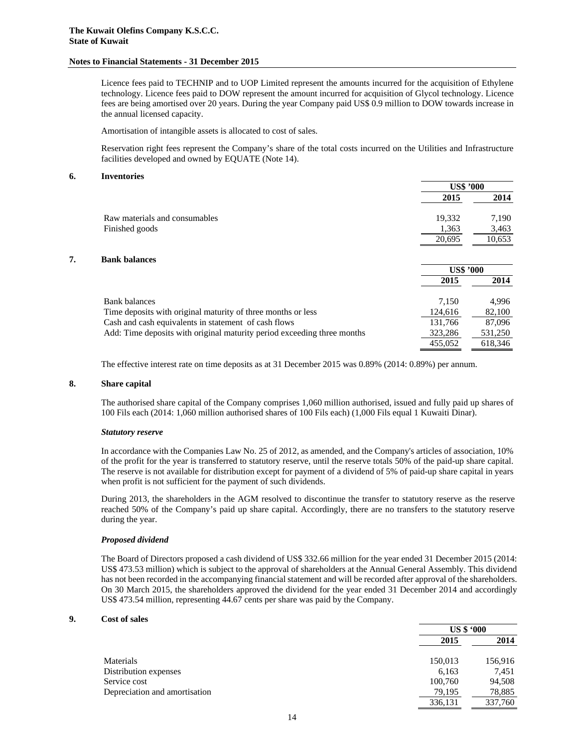Licence fees paid to TECHNIP and to UOP Limited represent the amounts incurred for the acquisition of Ethylene technology. Licence fees paid to DOW represent the amount incurred for acquisition of Glycol technology. Licence fees are being amortised over 20 years. During the year Company paid US$ 0.9 million to DOW towards increase in the annual licensed capacity.

Amortisation of intangible assets is allocated to cost of sales.

Reservation right fees represent the Company's share of the total costs incurred on the Utilities and Infrastructure facilities developed and owned by EQUATE (Note 14).

## 6. Inventories

| | US$ '000 | |
|---|---|---|
| | 2015 | 2014 |
| Raw materials and consumables | 19,332 | 7,190 |
| Finished goods | 1,363 | 3,463 |
| | 20,695 | 10,653 |

## 7. Bank balances

| | US$ '000 | |
|---|---|---|
| | 2015 | 2014 |
| Bank balances | 7,150 | 4,996 |
| Time deposits with original maturity of three months or less | 124,616 | 82,100 |
| Cash and cash equivalents in statement of cash flows | 131,766 | 87,096 |
| Add: Time deposits with original maturity period exceeding three months | 323,286 | 531,250 |
| | 455,052 | 618,346 |

The effective interest rate on time deposits as at 31 December 2015 was 0.89% (2014: 0.89%) per annum.

## 8. Share capital

The authorised share capital of the Company comprises 1,060 million authorised, issued and fully paid up shares of 100 Fils each (2014: 1,060 million authorised shares of 100 Fils each) (1,000 Fils equal 1 Kuwaiti Dinar).

***Statutory reserve***

In accordance with the Companies Law No. 25 of 2012, as amended, and the Company's articles of association, 10% of the profit for the year is transferred to statutory reserve, until the reserve totals 50% of the paid-up share capital. The reserve is not available for distribution except for payment of a dividend of 5% of paid-up share capital in years when profit is not sufficient for the payment of such dividends.

During 2013, the shareholders in the AGM resolved to discontinue the transfer to statutory reserve as the reserve reached 50% of the Company's paid up share capital. Accordingly, there are no transfers to the statutory reserve during the year.

***Proposed dividend***

The Board of Directors proposed a cash dividend of US$ 332.66 million for the year ended 31 December 2015 (2014: US$ 473.53 million) which is subject to the approval of shareholders at the Annual General Assembly. This dividend has not been recorded in the accompanying financial statement and will be recorded after approval of the shareholders. On 30 March 2015, the shareholders approved the dividend for the year ended 31 December 2014 and accordingly US$ 473.54 million, representing 44.67 cents per share was paid by the Company.

## 9. Cost of sales

| | US $ '000 | |
|---|---|---|
| | 2015 | 2014 |
| Materials | 150,013 | 156,916 |
| Distribution expenses | 6,163 | 7,451 |
| Service cost | 100,760 | 94,508 |
| Depreciation and amortisation | 79,195 | 78,885 |
| | 336,131 | 337,760 |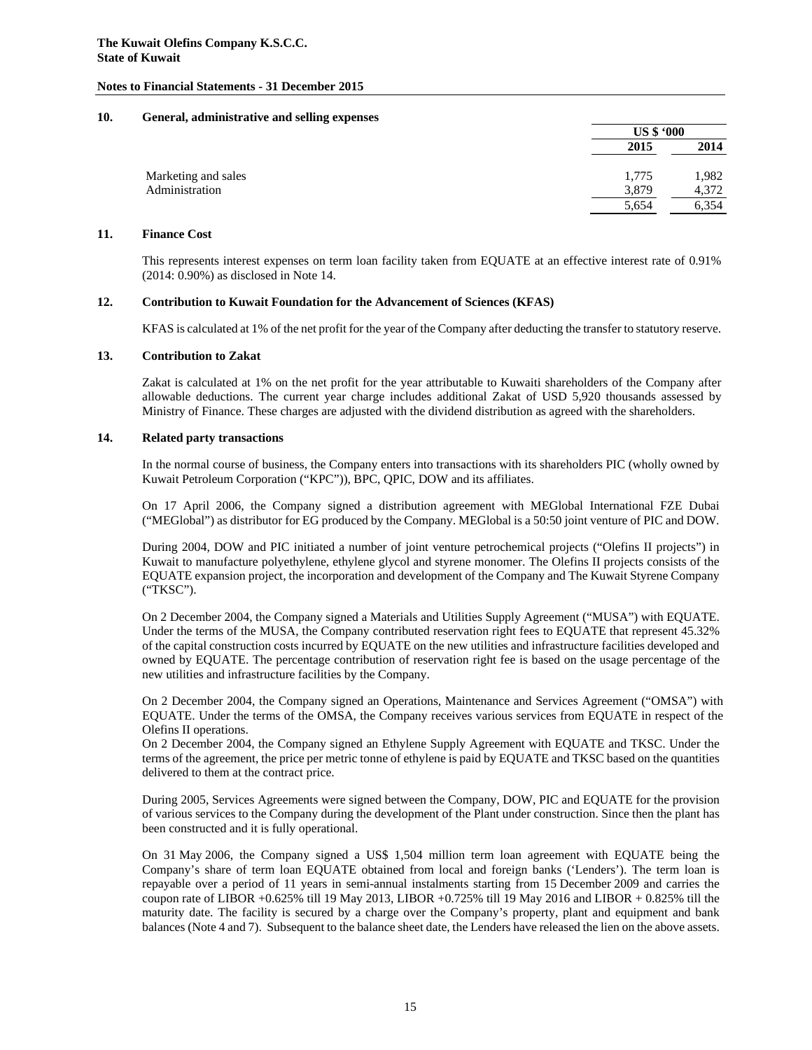**The Kuwait Olefins Company K.S.C.C.**
**State of Kuwait**

**Notes to Financial Statements - 31 December 2015**

## 10. General, administrative and selling expenses

| | US $ '000 | |
|---|---|---|
| | **2015** | **2014** |
| Marketing and sales | 1,775 | 1,982 |
| Administration | 3,879 | 4,372 |
| | 5,654 | 6,354 |

## 11. Finance Cost

This represents interest expenses on term loan facility taken from EQUATE at an effective interest rate of 0.91% (2014: 0.90%) as disclosed in Note 14.

## 12. Contribution to Kuwait Foundation for the Advancement of Sciences (KFAS)

KFAS is calculated at 1% of the net profit for the year of the Company after deducting the transfer to statutory reserve.

## 13. Contribution to Zakat

Zakat is calculated at 1% on the net profit for the year attributable to Kuwaiti shareholders of the Company after allowable deductions. The current year charge includes additional Zakat of USD 5,920 thousands assessed by Ministry of Finance. These charges are adjusted with the dividend distribution as agreed with the shareholders.

## 14. Related party transactions

In the normal course of business, the Company enters into transactions with its shareholders PIC (wholly owned by Kuwait Petroleum Corporation ("KPC")), BPC, QPIC, DOW and its affiliates.

On 17 April 2006, the Company signed a distribution agreement with MEGlobal International FZE Dubai ("MEGlobal") as distributor for EG produced by the Company. MEGlobal is a 50:50 joint venture of PIC and DOW.

During 2004, DOW and PIC initiated a number of joint venture petrochemical projects ("Olefins II projects") in Kuwait to manufacture polyethylene, ethylene glycol and styrene monomer. The Olefins II projects consists of the EQUATE expansion project, the incorporation and development of the Company and The Kuwait Styrene Company ("TKSC").

On 2 December 2004, the Company signed a Materials and Utilities Supply Agreement ("MUSA") with EQUATE. Under the terms of the MUSA, the Company contributed reservation right fees to EQUATE that represent 45.32% of the capital construction costs incurred by EQUATE on the new utilities and infrastructure facilities developed and owned by EQUATE. The percentage contribution of reservation right fee is based on the usage percentage of the new utilities and infrastructure facilities by the Company.

On 2 December 2004, the Company signed an Operations, Maintenance and Services Agreement ("OMSA") with EQUATE. Under the terms of the OMSA, the Company receives various services from EQUATE in respect of the Olefins II operations.
On 2 December 2004, the Company signed an Ethylene Supply Agreement with EQUATE and TKSC. Under the terms of the agreement, the price per metric tonne of ethylene is paid by EQUATE and TKSC based on the quantities delivered to them at the contract price.

During 2005, Services Agreements were signed between the Company, DOW, PIC and EQUATE for the provision of various services to the Company during the development of the Plant under construction. Since then the plant has been constructed and it is fully operational.

On 31 May 2006, the Company signed a US$ 1,504 million term loan agreement with EQUATE being the Company's share of term loan EQUATE obtained from local and foreign banks ('Lenders'). The term loan is repayable over a period of 11 years in semi-annual instalments starting from 15 December 2009 and carries the coupon rate of LIBOR +0.625% till 19 May 2013, LIBOR +0.725% till 19 May 2016 and LIBOR + 0.825% till the maturity date. The facility is secured by a charge over the Company's property, plant and equipment and bank balances (Note 4 and 7). Subsequent to the balance sheet date, the Lenders have released the lien on the above assets.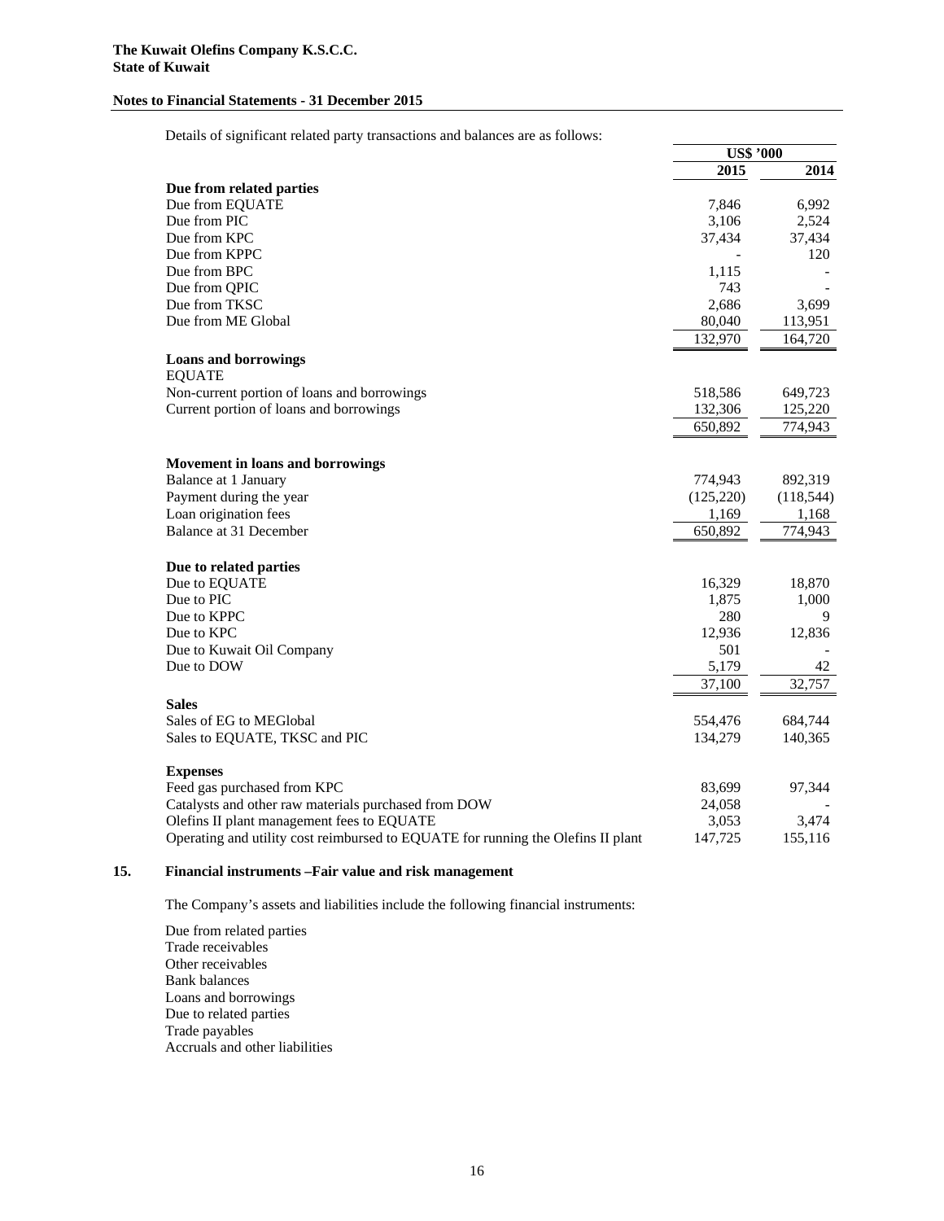Details of significant related party transactions and balances are as follows:

| | US$ '000 | |
|---|---|---|
| | **2015** | **2014** |
| **Due from related parties** | | |
| Due from EQUATE | 7,846 | 6,992 |
| Due from PIC | 3,106 | 2,524 |
| Due from KPC | 37,434 | 37,434 |
| Due from KPPC | - | 120 |
| Due from BPC | 1,115 | - |
| Due from QPIC | 743 | - |
| Due from TKSC | 2,686 | 3,699 |
| Due from ME Global | 80,040 | 113,951 |
| | 132,970 | 164,720 |
| **Loans and borrowings** | | |
| EQUATE | | |
| Non-current portion of loans and borrowings | 518,586 | 649,723 |
| Current portion of loans and borrowings | 132,306 | 125,220 |
| | 650,892 | 774,943 |
| **Movement in loans and borrowings** | | |
| Balance at 1 January | 774,943 | 892,319 |
| Payment during the year | (125,220) | (118,544) |
| Loan origination fees | 1,169 | 1,168 |
| Balance at 31 December | 650,892 | 774,943 |
| **Due to related parties** | | |
| Due to EQUATE | 16,329 | 18,870 |
| Due to PIC | 1,875 | 1,000 |
| Due to KPPC | 280 | 9 |
| Due to KPC | 12,936 | 12,836 |
| Due to Kuwait Oil Company | 501 | - |
| Due to DOW | 5,179 | 42 |
| | 37,100 | 32,757 |
| **Sales** | | |
| Sales of EG to MEGlobal | 554,476 | 684,744 |
| Sales to EQUATE, TKSC and PIC | 134,279 | 140,365 |
| **Expenses** | | |
| Feed gas purchased from KPC | 83,699 | 97,344 |
| Catalysts and other raw materials purchased from DOW | 24,058 | - |
| Olefins II plant management fees to EQUATE | 3,053 | 3,474 |
| Operating and utility cost reimbursed to EQUATE for running the Olefins II plant | 147,725 | 155,116 |

## 15. Financial instruments –Fair value and risk management

The Company's assets and liabilities include the following financial instruments:

Due from related parties
Trade receivables
Other receivables
Bank balances
Loans and borrowings
Due to related parties
Trade payables
Accruals and other liabilities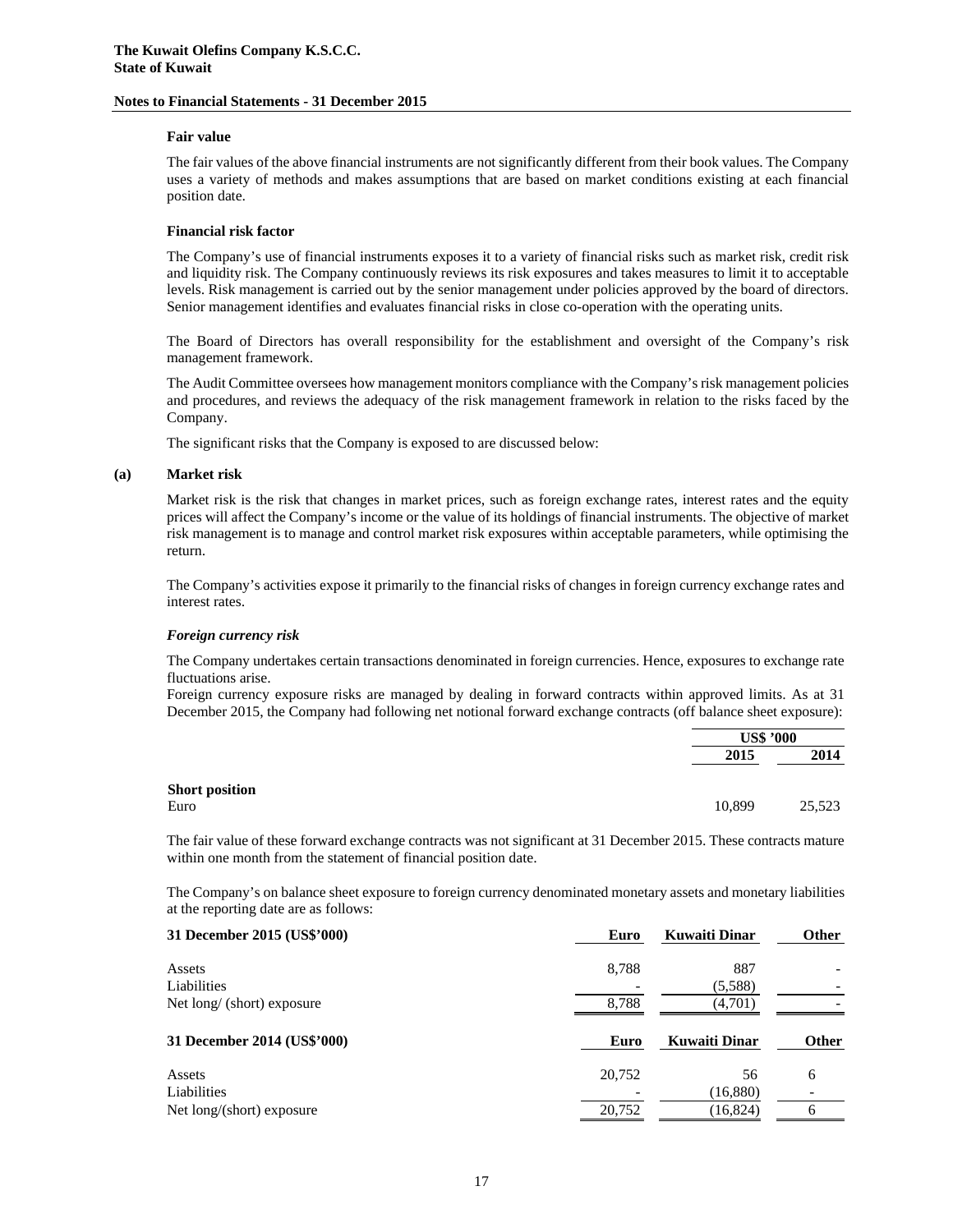**Fair value**

The fair values of the above financial instruments are not significantly different from their book values. The Company uses a variety of methods and makes assumptions that are based on market conditions existing at each financial position date.

**Financial risk factor**

The Company's use of financial instruments exposes it to a variety of financial risks such as market risk, credit risk and liquidity risk. The Company continuously reviews its risk exposures and takes measures to limit it to acceptable levels. Risk management is carried out by the senior management under policies approved by the board of directors. Senior management identifies and evaluates financial risks in close co-operation with the operating units.

The Board of Directors has overall responsibility for the establishment and oversight of the Company's risk management framework.

The Audit Committee oversees how management monitors compliance with the Company's risk management policies and procedures, and reviews the adequacy of the risk management framework in relation to the risks faced by the Company.

The significant risks that the Company is exposed to are discussed below:

**(a) Market risk**

Market risk is the risk that changes in market prices, such as foreign exchange rates, interest rates and the equity prices will affect the Company's income or the value of its holdings of financial instruments. The objective of market risk management is to manage and control market risk exposures within acceptable parameters, while optimising the return.

The Company's activities expose it primarily to the financial risks of changes in foreign currency exchange rates and interest rates.

***Foreign currency risk***

The Company undertakes certain transactions denominated in foreign currencies. Hence, exposures to exchange rate fluctuations arise.

Foreign currency exposure risks are managed by dealing in forward contracts within approved limits. As at 31 December 2015, the Company had following net notional forward exchange contracts (off balance sheet exposure):

| | US$ '000 | |
|---|---|---|
| | **2015** | **2014** |
| **Short position** | | |
| Euro | 10,899 | 25,523 |

The fair value of these forward exchange contracts was not significant at 31 December 2015. These contracts mature within one month from the statement of financial position date.

The Company's on balance sheet exposure to foreign currency denominated monetary assets and monetary liabilities at the reporting date are as follows:

| **31 December 2015 (US$'000)** | **Euro** | **Kuwaiti Dinar** | **Other** |
|---|---|---|---|
| Assets | 8,788 | 887 | - |
| Liabilities | - | (5,588) | - |
| Net long/ (short) exposure | 8,788 | (4,701) | - |

| **31 December 2014 (US$'000)** | **Euro** | **Kuwaiti Dinar** | **Other** |
|---|---|---|---|
| Assets | 20,752 | 56 | 6 |
| Liabilities | - | (16,880) | - |
| Net long/(short) exposure | 20,752 | (16,824) | 6 |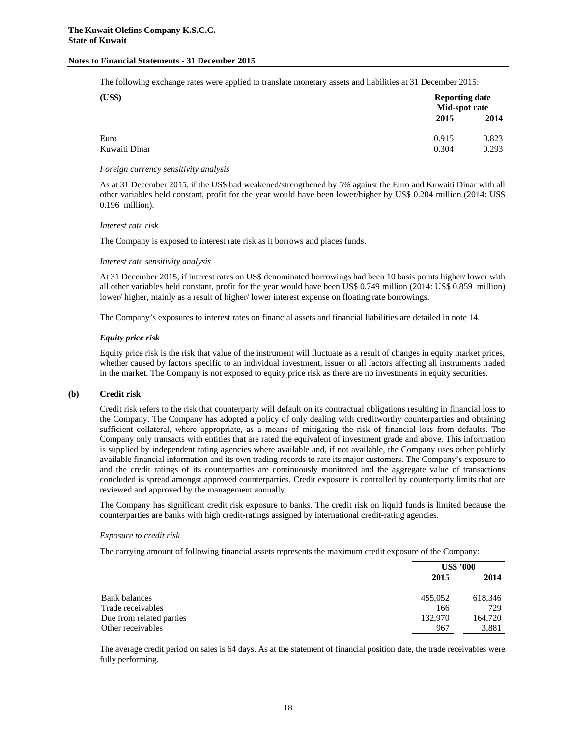The following exchange rates were applied to translate monetary assets and liabilities at 31 December 2015:

| (US$) | Reporting date Mid-spot rate | |
|---|---|---|
| | 2015 | 2014 |
| Euro | 0.915 | 0.823 |
| Kuwaiti Dinar | 0.304 | 0.293 |

*Foreign currency sensitivity analysis*

As at 31 December 2015, if the US$ had weakened/strengthened by 5% against the Euro and Kuwaiti Dinar with all other variables held constant, profit for the year would have been lower/higher by US$ 0.204 million (2014: US$ 0.196 million).

*Interest rate risk*

The Company is exposed to interest rate risk as it borrows and places funds.

*Interest rate sensitivity analysis*

At 31 December 2015, if interest rates on US$ denominated borrowings had been 10 basis points higher/ lower with all other variables held constant, profit for the year would have been US$ 0.749 million (2014: US$ 0.859 million) lower/ higher, mainly as a result of higher/ lower interest expense on floating rate borrowings.

The Company's exposures to interest rates on financial assets and financial liabilities are detailed in note 14.

***Equity price risk***

Equity price risk is the risk that value of the instrument will fluctuate as a result of changes in equity market prices, whether caused by factors specific to an individual investment, issuer or all factors affecting all instruments traded in the market. The Company is not exposed to equity price risk as there are no investments in equity securities.

**(b) Credit risk**

Credit risk refers to the risk that counterparty will default on its contractual obligations resulting in financial loss to the Company. The Company has adopted a policy of only dealing with creditworthy counterparties and obtaining sufficient collateral, where appropriate, as a means of mitigating the risk of financial loss from defaults. The Company only transacts with entities that are rated the equivalent of investment grade and above. This information is supplied by independent rating agencies where available and, if not available, the Company uses other publicly available financial information and its own trading records to rate its major customers. The Company's exposure to and the credit ratings of its counterparties are continuously monitored and the aggregate value of transactions concluded is spread amongst approved counterparties. Credit exposure is controlled by counterparty limits that are reviewed and approved by the management annually.

The Company has significant credit risk exposure to banks. The credit risk on liquid funds is limited because the counterparties are banks with high credit-ratings assigned by international credit-rating agencies.

*Exposure to credit risk*

The carrying amount of following financial assets represents the maximum credit exposure of the Company:

| | US$ '000 | |
|---|---|---|
| | 2015 | 2014 |
| Bank balances | 455,052 | 618,346 |
| Trade receivables | 166 | 729 |
| Due from related parties | 132,970 | 164,720 |
| Other receivables | 967 | 3,881 |

The average credit period on sales is 64 days. As at the statement of financial position date, the trade receivables were fully performing.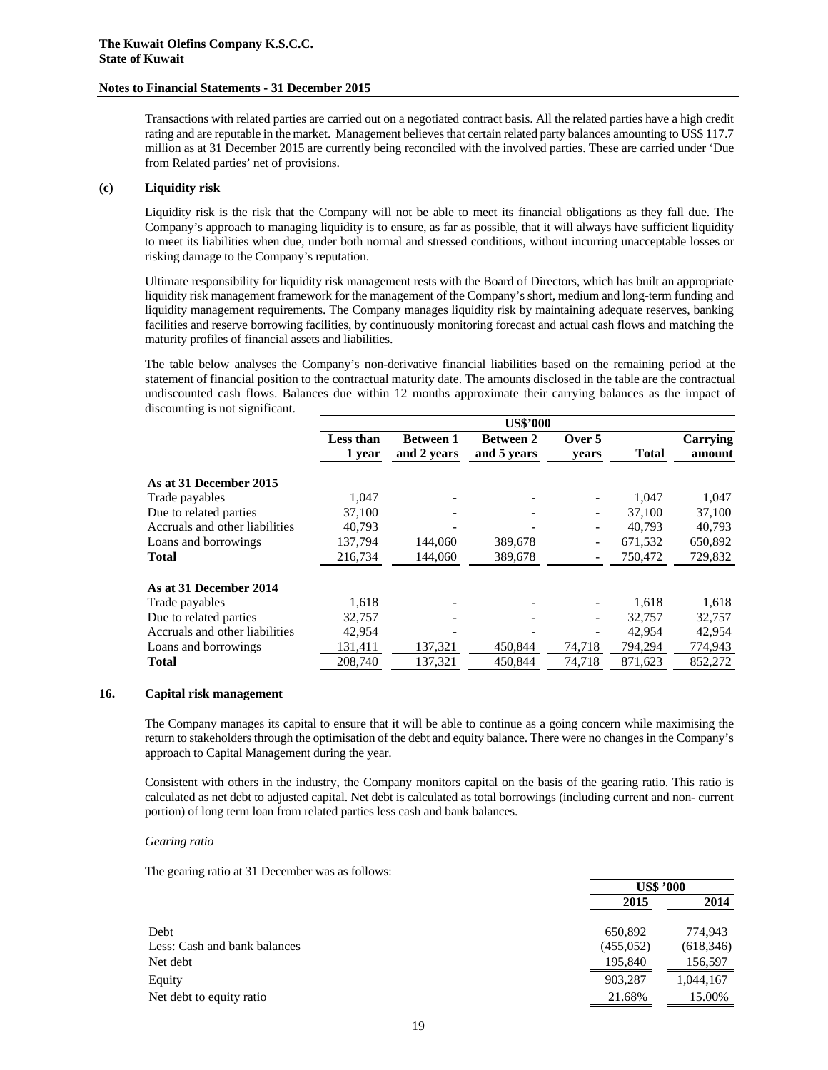Transactions with related parties are carried out on a negotiated contract basis. All the related parties have a high credit rating and are reputable in the market. Management believes that certain related party balances amounting to US$ 117.7 million as at 31 December 2015 are currently being reconciled with the involved parties. These are carried under 'Due from Related parties' net of provisions.

### (c) Liquidity risk

Liquidity risk is the risk that the Company will not be able to meet its financial obligations as they fall due. The Company's approach to managing liquidity is to ensure, as far as possible, that it will always have sufficient liquidity to meet its liabilities when due, under both normal and stressed conditions, without incurring unacceptable losses or risking damage to the Company's reputation.

Ultimate responsibility for liquidity risk management rests with the Board of Directors, which has built an appropriate liquidity risk management framework for the management of the Company's short, medium and long-term funding and liquidity management requirements. The Company manages liquidity risk by maintaining adequate reserves, banking facilities and reserve borrowing facilities, by continuously monitoring forecast and actual cash flows and matching the maturity profiles of financial assets and liabilities.

The table below analyses the Company's non-derivative financial liabilities based on the remaining period at the statement of financial position to the contractual maturity date. The amounts disclosed in the table are the contractual undiscounted cash flows. Balances due within 12 months approximate their carrying balances as the impact of discounting is not significant.

| | US$'000 | | | | | |
|---|---|---|---|---|---|---|
| | **Less than 1 year** | **Between 1 and 2 years** | **Between 2 and 5 years** | **Over 5 years** | **Total** | **Carrying amount** |
| **As at 31 December 2015** | | | | | | |
| Trade payables | 1,047 | - | - | - | 1,047 | 1,047 |
| Due to related parties | 37,100 | - | - | - | 37,100 | 37,100 |
| Accruals and other liabilities | 40,793 | - | - | - | 40,793 | 40,793 |
| Loans and borrowings | 137,794 | 144,060 | 389,678 | - | 671,532 | 650,892 |
| **Total** | 216,734 | 144,060 | 389,678 | - | 750,472 | 729,832 |
| **As at 31 December 2014** | | | | | | |
| Trade payables | 1,618 | - | - | - | 1,618 | 1,618 |
| Due to related parties | 32,757 | - | - | - | 32,757 | 32,757 |
| Accruals and other liabilities | 42,954 | - | - | - | 42,954 | 42,954 |
| Loans and borrowings | 131,411 | 137,321 | 450,844 | 74,718 | 794,294 | 774,943 |
| **Total** | 208,740 | 137,321 | 450,844 | 74,718 | 871,623 | 852,272 |

## 16. Capital risk management

The Company manages its capital to ensure that it will be able to continue as a going concern while maximising the return to stakeholders through the optimisation of the debt and equity balance. There were no changes in the Company's approach to Capital Management during the year.

Consistent with others in the industry, the Company monitors capital on the basis of the gearing ratio. This ratio is calculated as net debt to adjusted capital. Net debt is calculated as total borrowings (including current and non- current portion) of long term loan from related parties less cash and bank balances.

*Gearing ratio*

The gearing ratio at 31 December was as follows:

| | US$ '000 | |
|---|---|---|
| | **2015** | **2014** |
| Debt | 650,892 | 774,943 |
| Less: Cash and bank balances | (455,052) | (618,346) |
| Net debt | 195,840 | 156,597 |
| Equity | 903,287 | 1,044,167 |
| Net debt to equity ratio | 21.68% | 15.00% |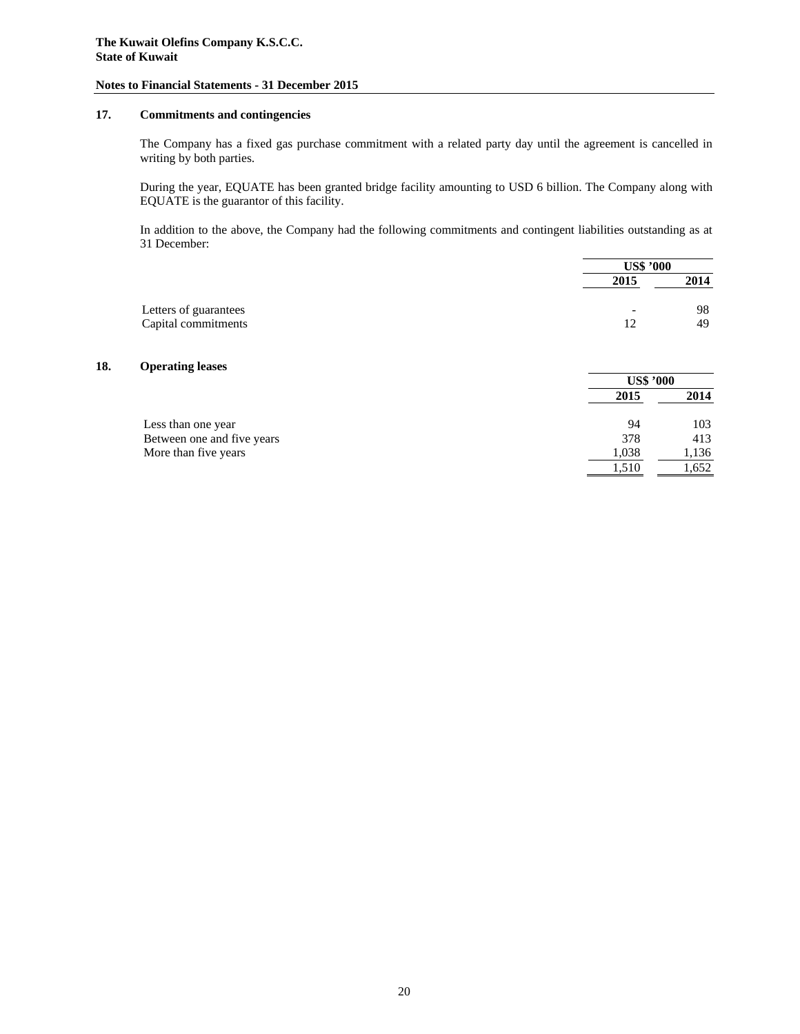# 17. Commitments and contingencies

The Company has a fixed gas purchase commitment with a related party day until the agreement is cancelled in writing by both parties.

During the year, EQUATE has been granted bridge facility amounting to USD 6 billion. The Company along with EQUATE is the guarantor of this facility.

In addition to the above, the Company had the following commitments and contingent liabilities outstanding as at 31 December:

| | US$ '000 | |
|---|---|---|
| | **2015** | **2014** |
| Letters of guarantees | - | 98 |
| Capital commitments | 12 | 49 |

# 18. Operating leases

| | US$ '000 | |
|---|---|---|
| | **2015** | **2014** |
| Less than one year | 94 | 103 |
| Between one and five years | 378 | 413 |
| More than five years | 1,038 | 1,136 |
| | 1,510 | 1,652 |